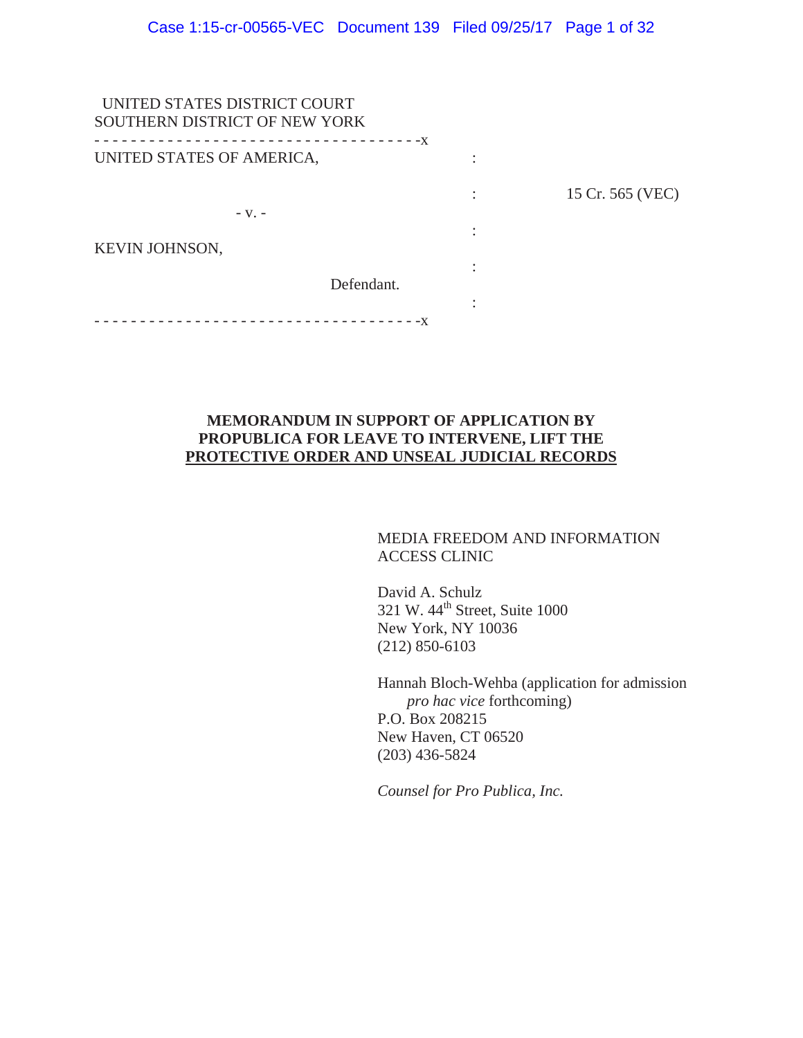UNITED STATES DISTRICT COURT
SOUTHERN DISTRICT OF NEW YORK

| | | |
|---|---|---|
| UNITED STATES OF AMERICA, | : | |
| | : | 15 Cr. 565 (VEC) |
| - v. - | : | |
| KEVIN JOHNSON, | : | |
| Defendant. | : | |

**MEMORANDUM IN SUPPORT OF APPLICATION BY PROPUBLICA FOR LEAVE TO INTERVENE, LIFT THE PROTECTIVE ORDER AND UNSEAL JUDICIAL RECORDS**

MEDIA FREEDOM AND INFORMATION ACCESS CLINIC

David A. Schulz
321 W. 44th Street, Suite 1000
New York, NY 10036
(212) 850-6103

Hannah Bloch-Wehba (application for admission *pro hac vice* forthcoming)
P.O. Box 208215
New Haven, CT 06520
(203) 436-5824

*Counsel for Pro Publica, Inc.*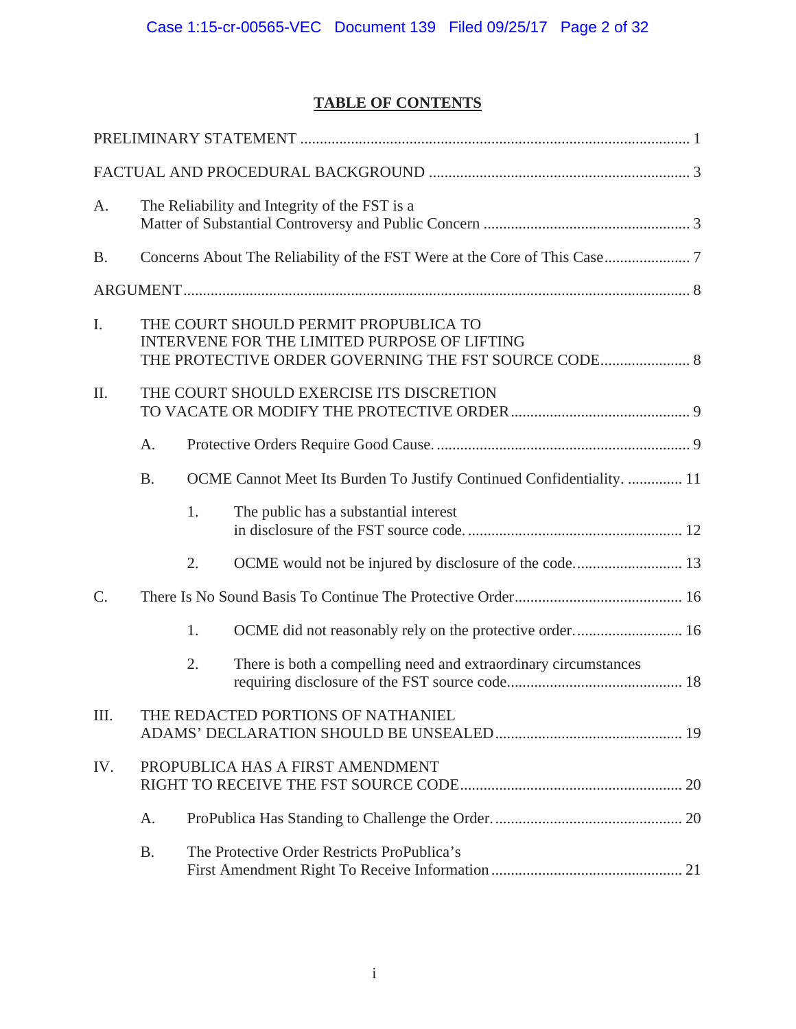# TABLE OF CONTENTS

PRELIMINARY STATEMENT ........................................................................................................ 1

FACTUAL AND PROCEDURAL BACKGROUND .......................................................................... 3

A. The Reliability and Integrity of the FST is a Matter of Substantial Controversy and Public Concern ....................................................... 3

B. Concerns About The Reliability of the FST Were at the Core of This Case...................... 7

ARGUMENT.................................................................................................................................. 8

I. THE COURT SHOULD PERMIT PROPUBLICA TO INTERVENE FOR THE LIMITED PURPOSE OF LIFTING THE PROTECTIVE ORDER GOVERNING THE FST SOURCE CODE....................... 8

II. THE COURT SHOULD EXERCISE ITS DISCRETION TO VACATE OR MODIFY THE PROTECTIVE ORDER............................................. 9

   A. Protective Orders Require Good Cause. ................................................................. 9

   B. OCME Cannot Meet Its Burden To Justify Continued Confidentiality. .............. 11

      1. The public has a substantial interest in disclosure of the FST source code. ...................................................... 12

      2. OCME would not be injured by disclosure of the code. .......................... 13

C. There Is No Sound Basis To Continue The Protective Order........................................... 16

      1. OCME did not reasonably rely on the protective order. .......................... 16

      2. There is both a compelling need and extraordinary circumstances requiring disclosure of the FST source code............................................ 18

III. THE REDACTED PORTIONS OF NATHANIEL ADAMS' DECLARATION SHOULD BE UNSEALED................................................ 19

IV. PROPUBLICA HAS A FIRST AMENDMENT RIGHT TO RECEIVE THE FST SOURCE CODE......................................................... 20

   A. ProPublica Has Standing to Challenge the Order. ................................................ 20

   B. The Protective Order Restricts ProPublica's First Amendment Right To Receive Information ................................................ 21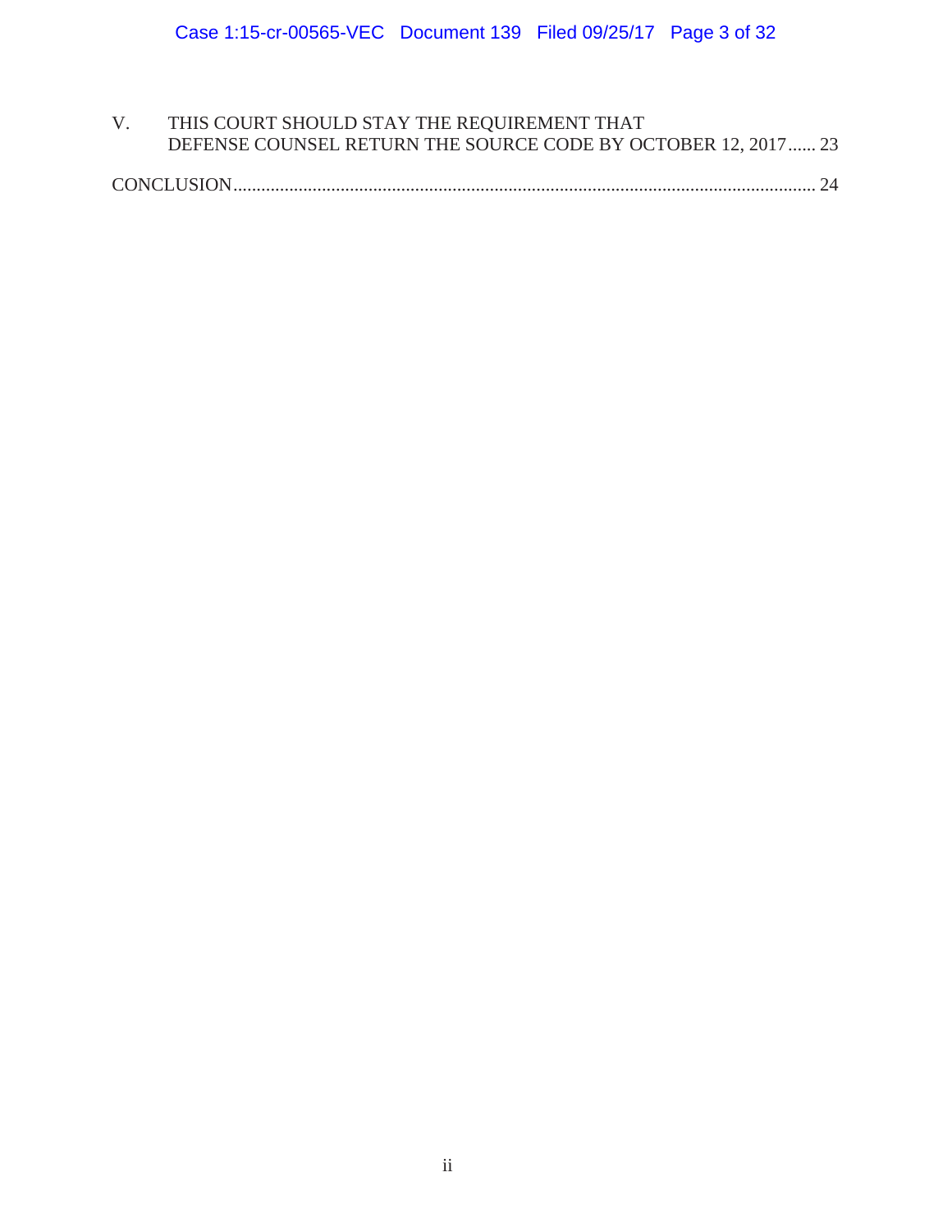V. THIS COURT SHOULD STAY THE REQUIREMENT THAT DEFENSE COUNSEL RETURN THE SOURCE CODE BY OCTOBER 12, 2017 ...... 23

CONCLUSION ...... 24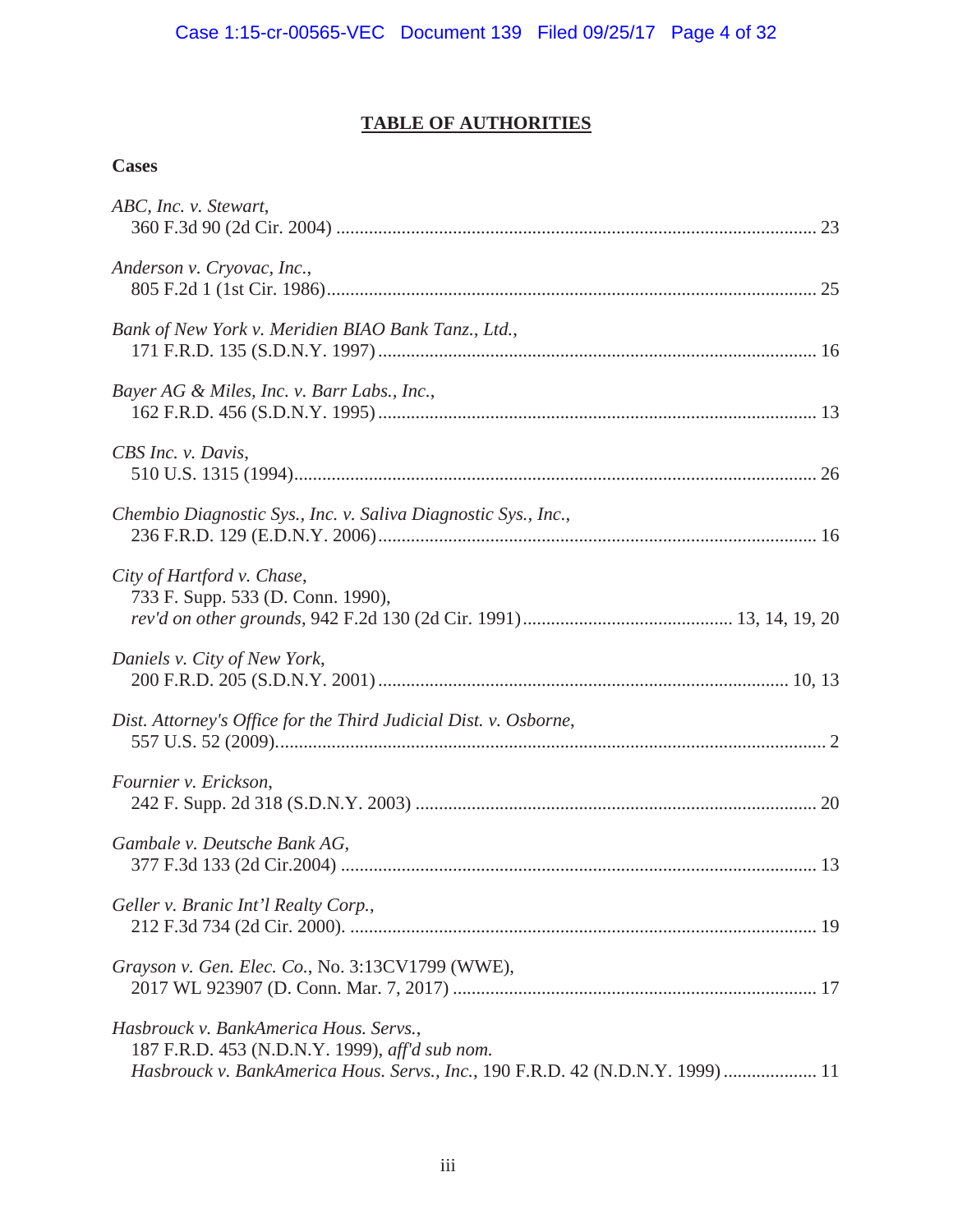# **TABLE OF AUTHORITIES**

## Cases

*ABC, Inc. v. Stewart*,
360 F.3d 90 (2d Cir. 2004) ........................................................................................................ 23

*Anderson v. Cryovac, Inc.*,
805 F.2d 1 (1st Cir. 1986)........................................................................................................... 25

*Bank of New York v. Meridien BIAO Bank Tanz., Ltd.*,
171 F.R.D. 135 (S.D.N.Y. 1997) ............................................................................................... 16

*Bayer AG & Miles, Inc. v. Barr Labs., Inc.*,
162 F.R.D. 456 (S.D.N.Y. 1995) ............................................................................................... 13

*CBS Inc. v. Davis*,
510 U.S. 1315 (1994)................................................................................................................. 26

*Chembio Diagnostic Sys., Inc. v. Saliva Diagnostic Sys., Inc.*,
236 F.R.D. 129 (E.D.N.Y. 2006)............................................................................................... 16

*City of Hartford v. Chase*,
733 F. Supp. 533 (D. Conn. 1990),
*rev'd on other grounds*, 942 F.2d 130 (2d Cir. 1991) ............................................ 13, 14, 19, 20

*Daniels v. City of New York*,
200 F.R.D. 205 (S.D.N.Y. 2001) ........................................................................................ 10, 13

*Dist. Attorney's Office for the Third Judicial Dist. v. Osborne*,
557 U.S. 52 (2009)....................................................................................................................... 2

*Fournier v. Erickson*,
242 F. Supp. 2d 318 (S.D.N.Y. 2003) ....................................................................................... 20

*Gambale v. Deutsche Bank AG*,
377 F.3d 133 (2d Cir.2004) ....................................................................................................... 13

*Geller v. Branic Int'l Realty Corp.*,
212 F.3d 734 (2d Cir. 2000). ..................................................................................................... 19

*Grayson v. Gen. Elec. Co.*, No. 3:13CV1799 (WWE),
2017 WL 923907 (D. Conn. Mar. 7, 2017) ............................................................................... 17

*Hasbrouck v. BankAmerica Hous. Servs.*,
187 F.R.D. 453 (N.D.N.Y. 1999), *aff'd sub nom.*
*Hasbrouck v. BankAmerica Hous. Servs., Inc.*, 190 F.R.D. 42 (N.D.N.Y. 1999) .................... 11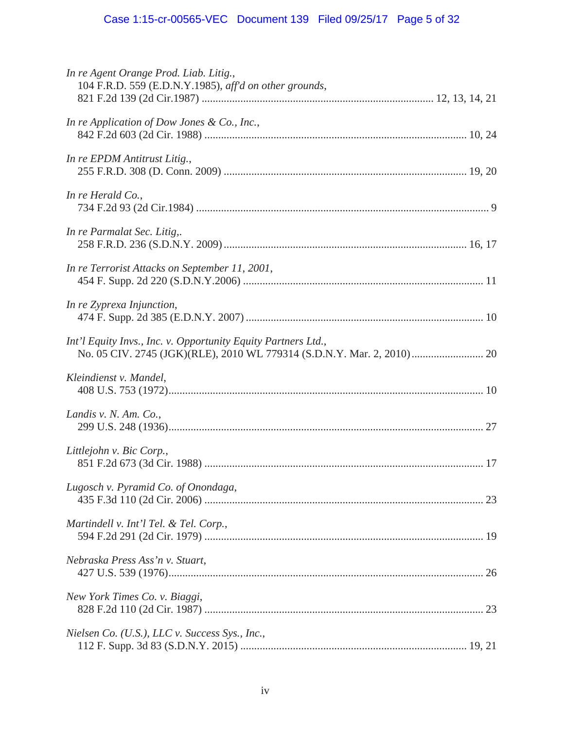*In re Agent Orange Prod. Liab. Litig.*,
104 F.R.D. 559 (E.D.N.Y.1985), *aff'd on other grounds*,
821 F.2d 139 (2d Cir.1987) .................................................................................. 12, 13, 14, 21

*In re Application of Dow Jones & Co., Inc.*,
842 F.2d 603 (2d Cir. 1988) ............................................................................................ 10, 24

*In re EPDM Antitrust Litig.*,
255 F.R.D. 308 (D. Conn. 2009) ..................................................................................... 19, 20

*In re Herald Co.*,
734 F.2d 93 (2d Cir.1984) ........................................................................................................ 9

*In re Parmalat Sec. Litig,.*
258 F.R.D. 236 (S.D.N.Y. 2009) ...................................................................................... 16, 17

*In re Terrorist Attacks on September 11, 2001*,
454 F. Supp. 2d 220 (S.D.N.Y.2006) ..................................................................................... 11

*In re Zyprexa Injunction*,
474 F. Supp. 2d 385 (E.D.N.Y. 2007) ..................................................................................... 10

*Int'l Equity Invs., Inc. v. Opportunity Equity Partners Ltd.*,
No. 05 CIV. 2745 (JGK)(RLE), 2010 WL 779314 (S.D.N.Y. Mar. 2, 2010) ......................... 20

*Kleindienst v. Mandel*,
408 U.S. 753 (1972) ................................................................................................................. 10

*Landis v. N. Am. Co.*,
299 U.S. 248 (1936) ................................................................................................................. 27

*Littlejohn v. Bic Corp.*,
851 F.2d 673 (3d Cir. 1988) .................................................................................................... 17

*Lugosch v. Pyramid Co. of Onondaga*,
435 F.3d 110 (2d Cir. 2006) .................................................................................................... 23

*Martindell v. Int'l Tel. & Tel. Corp.*,
594 F.2d 291 (2d Cir. 1979) .................................................................................................... 19

*Nebraska Press Ass'n v. Stuart*,
427 U.S. 539 (1976) ................................................................................................................. 26

*New York Times Co. v. Biaggi*,
828 F.2d 110 (2d Cir. 1987) .................................................................................................... 23

*Nielsen Co. (U.S.), LLC v. Success Sys., Inc.*,
112 F. Supp. 3d 83 (S.D.N.Y. 2015) ................................................................................. 19, 21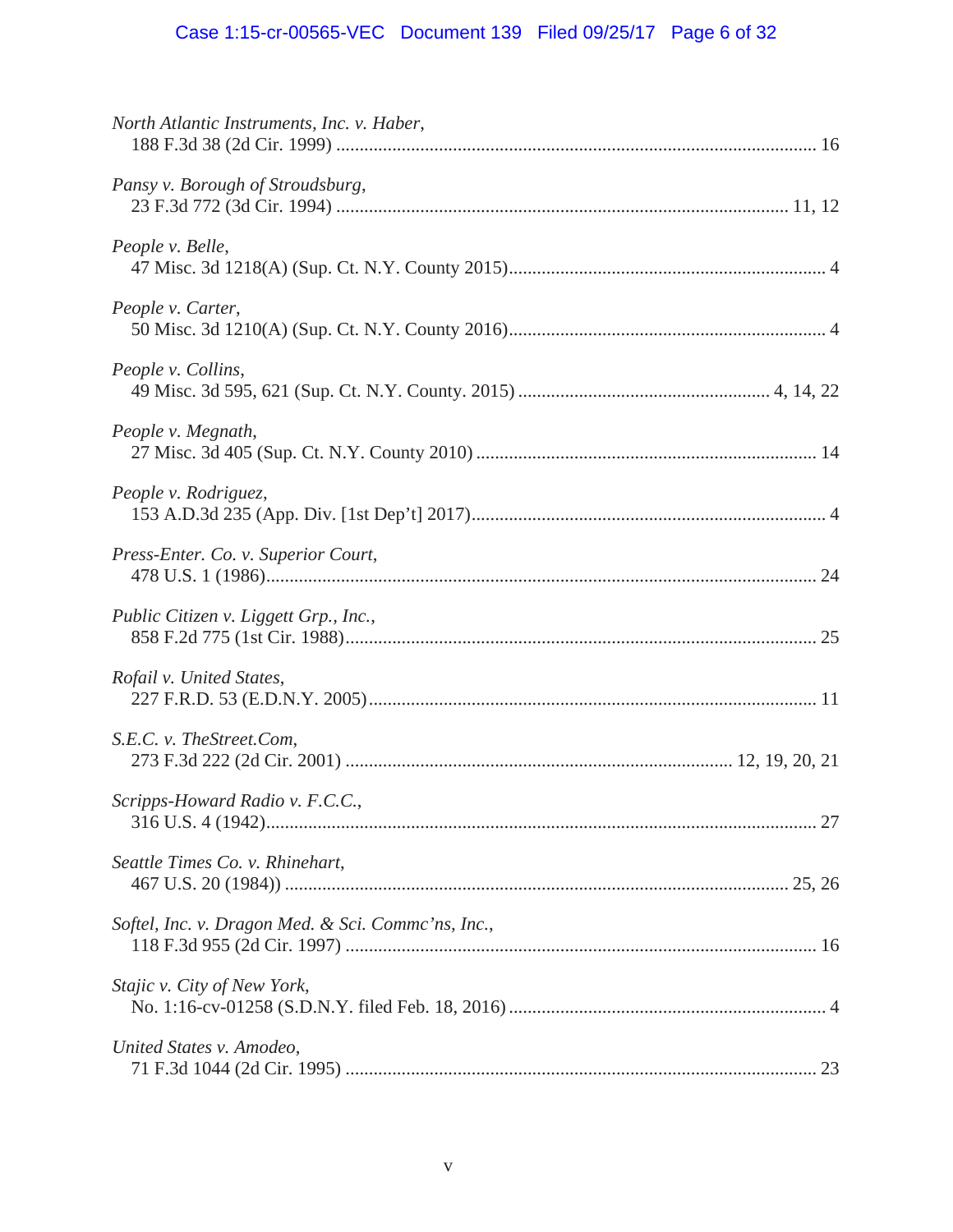*North Atlantic Instruments, Inc. v. Haber*,
188 F.3d 38 (2d Cir. 1999) ........................................................................................................ 16

*Pansy v. Borough of Stroudsburg*,
23 F.3d 772 (3d Cir. 1994) ................................................................................................ 11, 12

*People v. Belle*,
47 Misc. 3d 1218(A) (Sup. Ct. N.Y. County 2015).................................................................... 4

*People v. Carter*,
50 Misc. 3d 1210(A) (Sup. Ct. N.Y. County 2016).................................................................... 4

*People v. Collins*,
49 Misc. 3d 595, 621 (Sup. Ct. N.Y. County. 2015) ...................................................... 4, 14, 22

*People v. Megnath*,
27 Misc. 3d 405 (Sup. Ct. N.Y. County 2010) ......................................................................... 14

*People v. Rodriguez*,
153 A.D.3d 235 (App. Div. [1st Dep't] 2017)............................................................................ 4

*Press-Enter. Co. v. Superior Court*,
478 U.S. 1 (1986)...................................................................................................................... 24

*Public Citizen v. Liggett Grp., Inc.*,
858 F.2d 775 (1st Cir. 1988)..................................................................................................... 25

*Rofail v. United States*,
227 F.R.D. 53 (E.D.N.Y. 2005)................................................................................................ 11

*S.E.C. v. TheStreet.Com*,
273 F.3d 222 (2d Cir. 2001) .................................................................................. 12, 19, 20, 21

*Scripps-Howard Radio v. F.C.C.*,
316 U.S. 4 (1942)...................................................................................................................... 27

*Seattle Times Co. v. Rhinehart*,
467 U.S. 20 (1984)) ........................................................................................................... 25, 26

*Softel, Inc. v. Dragon Med. & Sci. Commc'ns, Inc.*,
118 F.3d 955 (2d Cir. 1997) ..................................................................................................... 16

*Stajic v. City of New York*,
No. 1:16-cv-01258 (S.D.N.Y. filed Feb. 18, 2016) .................................................................... 4

*United States v. Amodeo*,
71 F.3d 1044 (2d Cir. 1995) ..................................................................................................... 23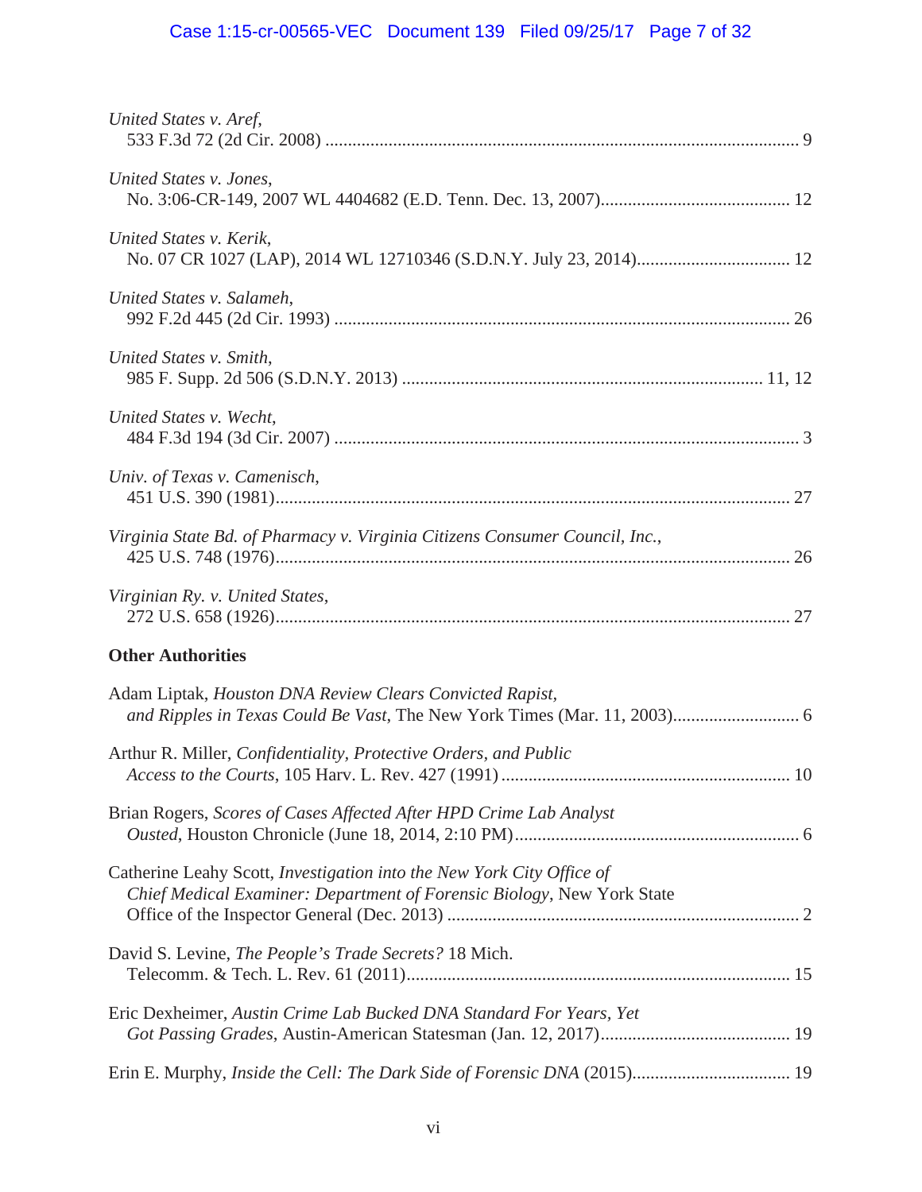*United States v. Aref*,
533 F.3d 72 (2d Cir. 2008) ........................................................................................................ 9

*United States v. Jones*,
No. 3:06-CR-149, 2007 WL 4404682 (E.D. Tenn. Dec. 13, 2007)......................................... 12

*United States v. Kerik*,
No. 07 CR 1027 (LAP), 2014 WL 12710346 (S.D.N.Y. July 23, 2014)................................. 12

*United States v. Salameh*,
992 F.2d 445 (2d Cir. 1993) .................................................................................................... 26

*United States v. Smith*,
985 F. Supp. 2d 506 (S.D.N.Y. 2013) ............................................................................... 11, 12

*United States v. Wecht*,
484 F.3d 194 (3d Cir. 2007) ...................................................................................................... 3

*Univ. of Texas v. Camenisch*,
451 U.S. 390 (1981)................................................................................................................. 27

*Virginia State Bd. of Pharmacy v. Virginia Citizens Consumer Council, Inc.*,
425 U.S. 748 (1976)................................................................................................................. 26

*Virginian Ry. v. United States*,
272 U.S. 658 (1926)................................................................................................................. 27

**Other Authorities**

Adam Liptak, *Houston DNA Review Clears Convicted Rapist, and Ripples in Texas Could Be Vast*, The New York Times (Mar. 11, 2003)............................ 6

Arthur R. Miller, *Confidentiality, Protective Orders, and Public Access to the Courts*, 105 Harv. L. Rev. 427 (1991) ............................................................... 10

Brian Rogers, *Scores of Cases Affected After HPD Crime Lab Analyst Ousted*, Houston Chronicle (June 18, 2014, 2:10 PM)............................................................... 6

Catherine Leahy Scott, *Investigation into the New York City Office of Chief Medical Examiner: Department of Forensic Biology*, New York State Office of the Inspector General (Dec. 2013) ............................................................................. 2

David S. Levine, *The People's Trade Secrets?* 18 Mich. Telecomm. & Tech. L. Rev. 61 (2011)..................................................................................... 15

Eric Dexheimer, *Austin Crime Lab Bucked DNA Standard For Years, Yet Got Passing Grades*, Austin-American Statesman (Jan. 12, 2017).......................................... 19

Erin E. Murphy, *Inside the Cell: The Dark Side of Forensic DNA* (2015).................................. 19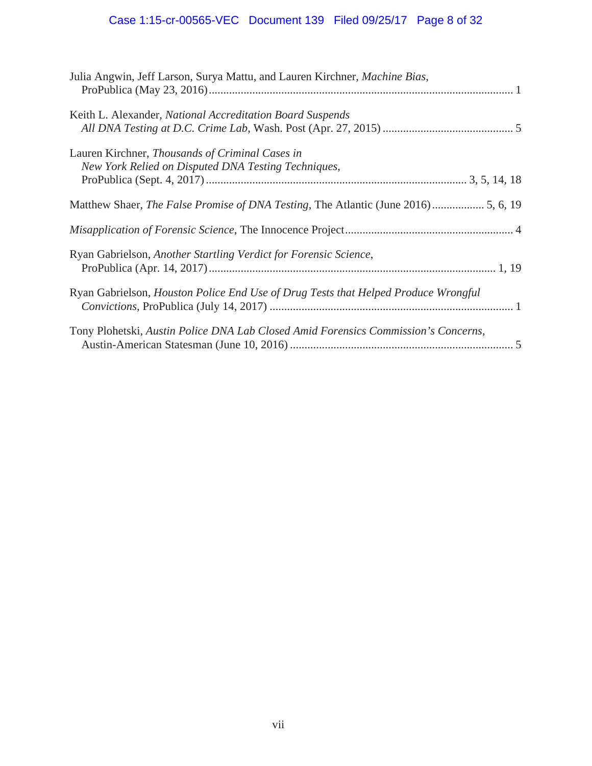Julia Angwin, Jeff Larson, Surya Mattu, and Lauren Kirchner, *Machine Bias*, ProPublica (May 23, 2016) ........................................................................................................ 1

Keith L. Alexander, *National Accreditation Board Suspends All DNA Testing at D.C. Crime Lab*, Wash. Post (Apr. 27, 2015) ............................................ 5

Lauren Kirchner, *Thousands of Criminal Cases in New York Relied on Disputed DNA Testing Techniques*, ProPublica (Sept. 4, 2017) ........................................................................................ 3, 5, 14, 18

Matthew Shaer, *The False Promise of DNA Testing*, The Atlantic (June 2016) .................. 5, 6, 19

*Misapplication of Forensic Science*, The Innocence Project ........................................................ 4

Ryan Gabrielson, *Another Startling Verdict for Forensic Science*, ProPublica (Apr. 14, 2017) ................................................................................................. 1, 19

Ryan Gabrielson, *Houston Police End Use of Drug Tests that Helped Produce Wrongful Convictions*, ProPublica (July 14, 2017) .................................................................................. 1

Tony Plohetski, *Austin Police DNA Lab Closed Amid Forensics Commission's Concerns*, Austin-American Statesman (June 10, 2016) ........................................................................... 5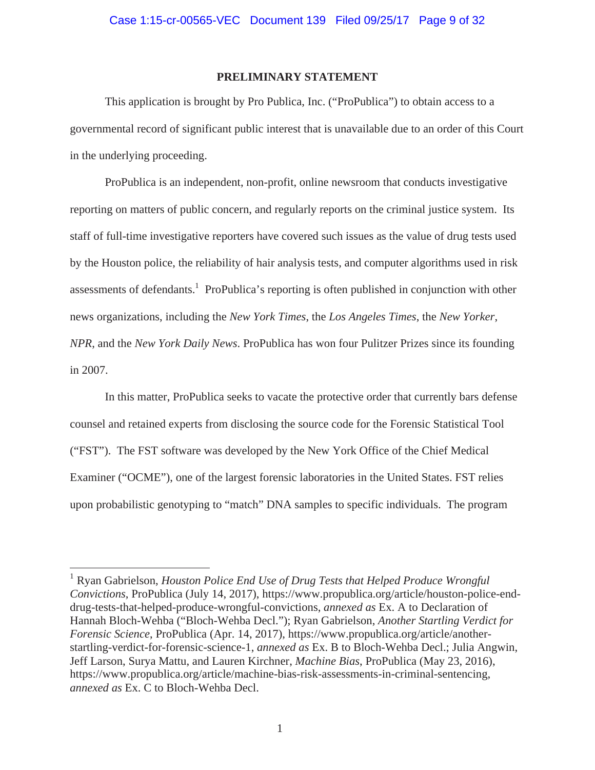## PRELIMINARY STATEMENT

This application is brought by Pro Publica, Inc. ("ProPublica") to obtain access to a governmental record of significant public interest that is unavailable due to an order of this Court in the underlying proceeding.

ProPublica is an independent, non-profit, online newsroom that conducts investigative reporting on matters of public concern, and regularly reports on the criminal justice system. Its staff of full-time investigative reporters have covered such issues as the value of drug tests used by the Houston police, the reliability of hair analysis tests, and computer algorithms used in risk assessments of defendants.[1] ProPublica's reporting is often published in conjunction with other news organizations, including the *New York Times*, the *Los Angeles Times*, the *New Yorker*, *NPR*, and the *New York Daily News*. ProPublica has won four Pulitzer Prizes since its founding in 2007.

In this matter, ProPublica seeks to vacate the protective order that currently bars defense counsel and retained experts from disclosing the source code for the Forensic Statistical Tool ("FST"). The FST software was developed by the New York Office of the Chief Medical Examiner ("OCME"), one of the largest forensic laboratories in the United States. FST relies upon probabilistic genotyping to "match" DNA samples to specific individuals. The program

---

[1] Ryan Gabrielson, *Houston Police End Use of Drug Tests that Helped Produce Wrongful Convictions*, ProPublica (July 14, 2017), https://www.propublica.org/article/houston-police-end-drug-tests-that-helped-produce-wrongful-convictions, *annexed as* Ex. A to Declaration of Hannah Bloch-Wehba ("Bloch-Wehba Decl."); Ryan Gabrielson, *Another Startling Verdict for Forensic Science*, ProPublica (Apr. 14, 2017), https://www.propublica.org/article/another-startling-verdict-for-forensic-science-1, *annexed as* Ex. B to Bloch-Wehba Decl.; Julia Angwin, Jeff Larson, Surya Mattu, and Lauren Kirchner, *Machine Bias*, ProPublica (May 23, 2016), https://www.propublica.org/article/machine-bias-risk-assessments-in-criminal-sentencing, *annexed as* Ex. C to Bloch-Wehba Decl.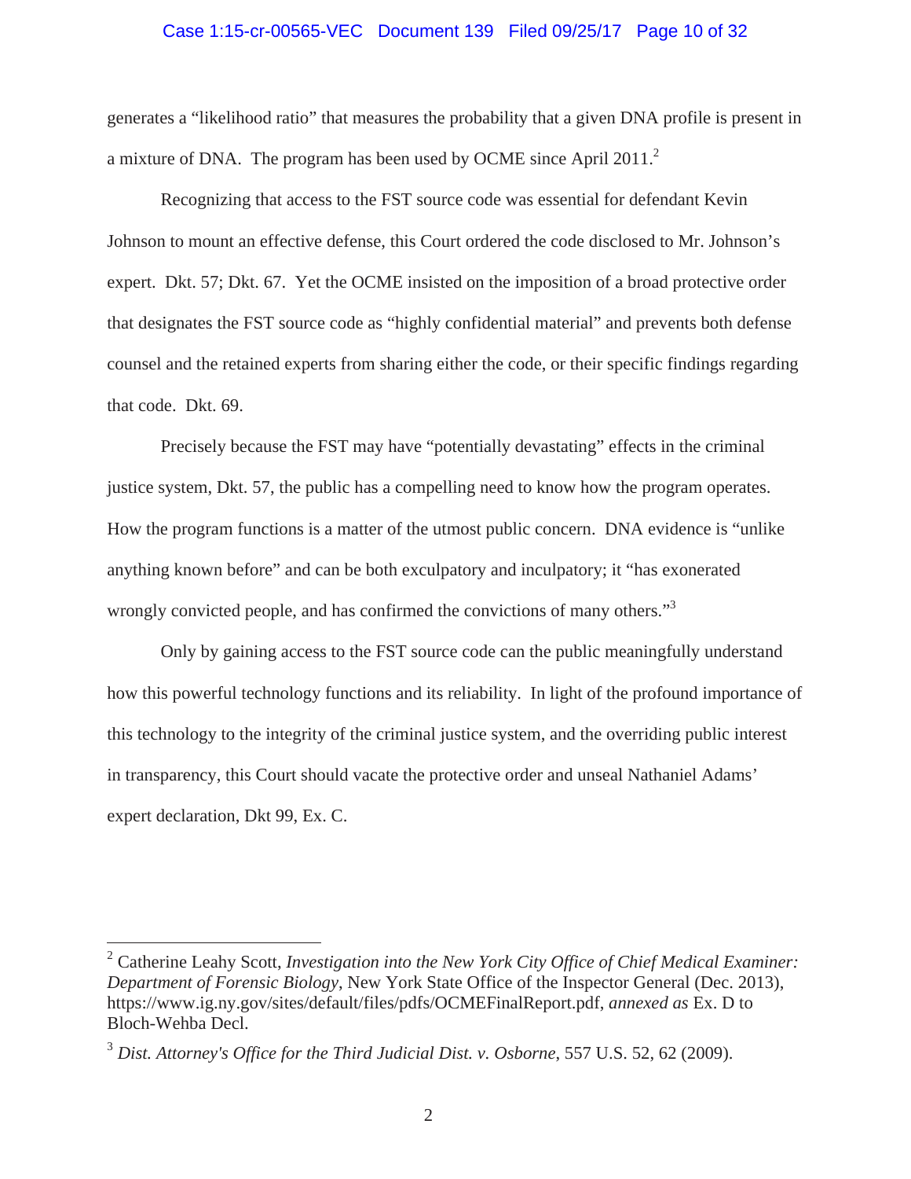generates a "likelihood ratio" that measures the probability that a given DNA profile is present in a mixture of DNA. The program has been used by OCME since April 2011.[2]

Recognizing that access to the FST source code was essential for defendant Kevin Johnson to mount an effective defense, this Court ordered the code disclosed to Mr. Johnson's expert. Dkt. 57; Dkt. 67. Yet the OCME insisted on the imposition of a broad protective order that designates the FST source code as "highly confidential material" and prevents both defense counsel and the retained experts from sharing either the code, or their specific findings regarding that code. Dkt. 69.

Precisely because the FST may have "potentially devastating" effects in the criminal justice system, Dkt. 57, the public has a compelling need to know how the program operates. How the program functions is a matter of the utmost public concern. DNA evidence is "unlike anything known before" and can be both exculpatory and inculpatory; it "has exonerated wrongly convicted people, and has confirmed the convictions of many others."[3]

Only by gaining access to the FST source code can the public meaningfully understand how this powerful technology functions and its reliability. In light of the profound importance of this technology to the integrity of the criminal justice system, and the overriding public interest in transparency, this Court should vacate the protective order and unseal Nathaniel Adams' expert declaration, Dkt 99, Ex. C.

---

[2] Catherine Leahy Scott, *Investigation into the New York City Office of Chief Medical Examiner: Department of Forensic Biology*, New York State Office of the Inspector General (Dec. 2013), https://www.ig.ny.gov/sites/default/files/pdfs/OCMEFinalReport.pdf, *annexed as* Ex. D to Bloch-Wehba Decl.

[3] *Dist. Attorney's Office for the Third Judicial Dist. v. Osborne*, 557 U.S. 52, 62 (2009).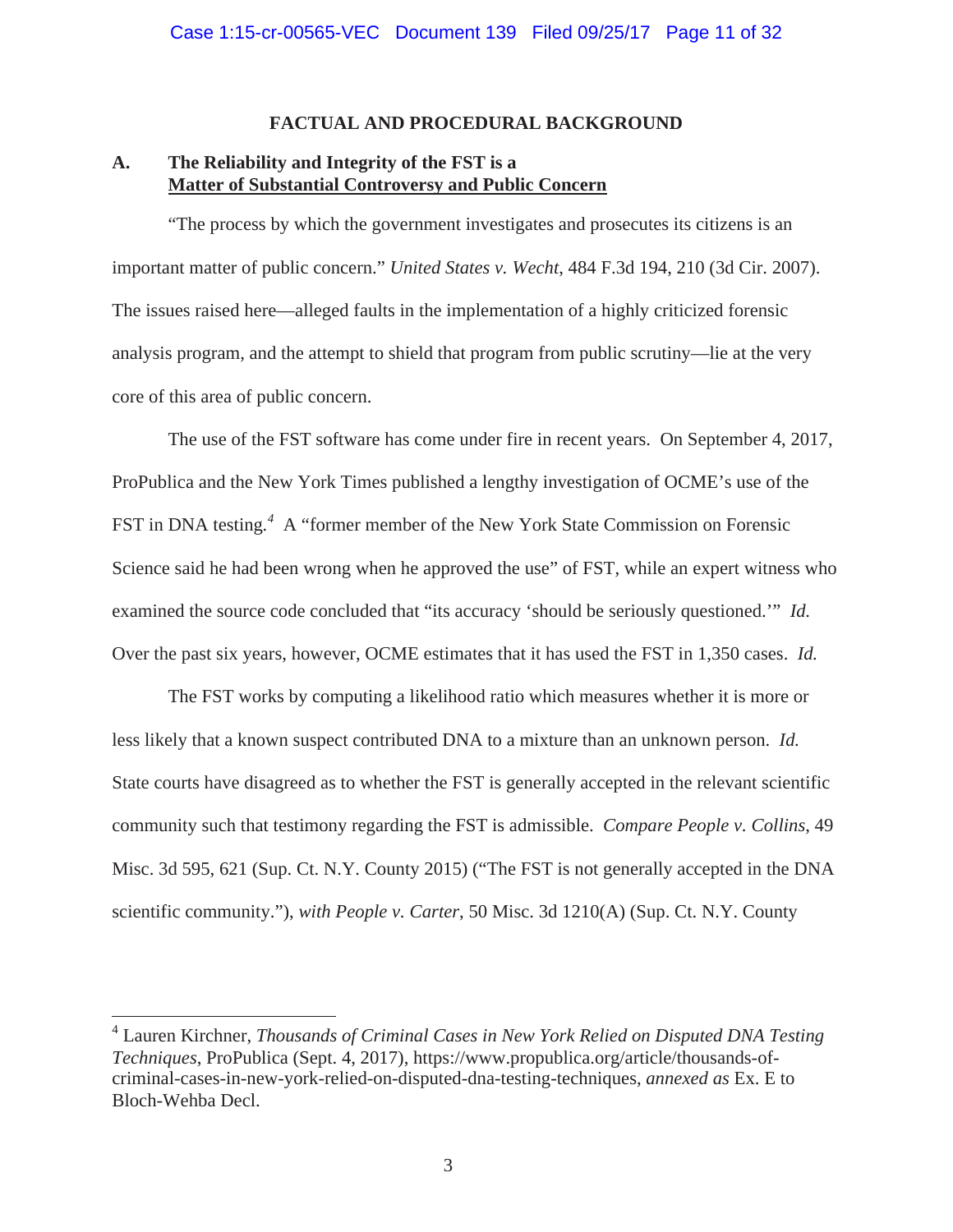## FACTUAL AND PROCEDURAL BACKGROUND

### A. The Reliability and Integrity of the FST is a Matter of Substantial Controversy and Public Concern

"The process by which the government investigates and prosecutes its citizens is an important matter of public concern." *United States v. Wecht*, 484 F.3d 194, 210 (3d Cir. 2007). The issues raised here—alleged faults in the implementation of a highly criticized forensic analysis program, and the attempt to shield that program from public scrutiny—lie at the very core of this area of public concern.

The use of the FST software has come under fire in recent years. On September 4, 2017, ProPublica and the New York Times published a lengthy investigation of OCME's use of the FST in DNA testing.[4] A "former member of the New York State Commission on Forensic Science said he had been wrong when he approved the use" of FST, while an expert witness who examined the source code concluded that "its accuracy 'should be seriously questioned.'" *Id.* Over the past six years, however, OCME estimates that it has used the FST in 1,350 cases. *Id.*

The FST works by computing a likelihood ratio which measures whether it is more or less likely that a known suspect contributed DNA to a mixture than an unknown person. *Id.* State courts have disagreed as to whether the FST is generally accepted in the relevant scientific community such that testimony regarding the FST is admissible. *Compare People v. Collins*, 49 Misc. 3d 595, 621 (Sup. Ct. N.Y. County 2015) ("The FST is not generally accepted in the DNA scientific community."), *with People v. Carter*, 50 Misc. 3d 1210(A) (Sup. Ct. N.Y. County

---

[4] Lauren Kirchner, *Thousands of Criminal Cases in New York Relied on Disputed DNA Testing Techniques*, ProPublica (Sept. 4, 2017), https://www.propublica.org/article/thousands-of-criminal-cases-in-new-york-relied-on-disputed-dna-testing-techniques, *annexed as* Ex. E to Bloch-Wehba Decl.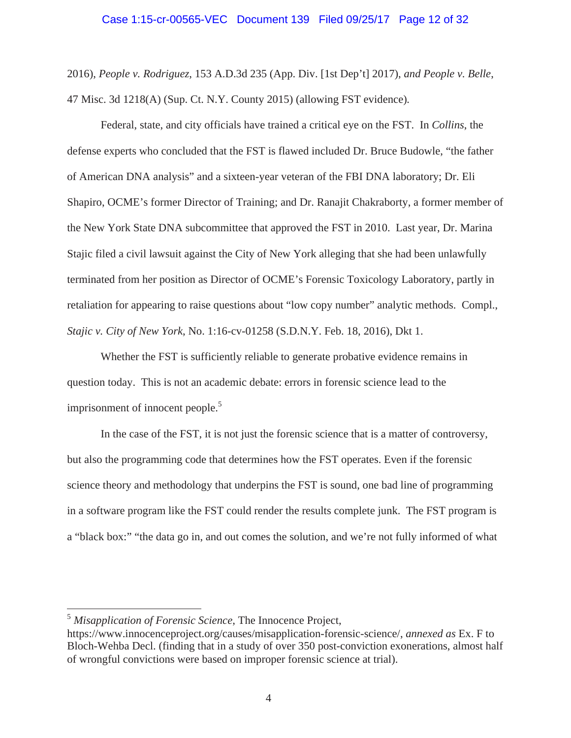2016), *People v. Rodriguez*, 153 A.D.3d 235 (App. Div. [1st Dep't] 2017), *and People v. Belle*, 47 Misc. 3d 1218(A) (Sup. Ct. N.Y. County 2015) (allowing FST evidence)*.*

Federal, state, and city officials have trained a critical eye on the FST. In *Collins*, the defense experts who concluded that the FST is flawed included Dr. Bruce Budowle, "the father of American DNA analysis" and a sixteen-year veteran of the FBI DNA laboratory; Dr. Eli Shapiro, OCME's former Director of Training; and Dr. Ranajit Chakraborty, a former member of the New York State DNA subcommittee that approved the FST in 2010. Last year, Dr. Marina Stajic filed a civil lawsuit against the City of New York alleging that she had been unlawfully terminated from her position as Director of OCME's Forensic Toxicology Laboratory, partly in retaliation for appearing to raise questions about "low copy number" analytic methods. Compl., *Stajic v. City of New York*, No. 1:16-cv-01258 (S.D.N.Y. Feb. 18, 2016), Dkt 1.

Whether the FST is sufficiently reliable to generate probative evidence remains in question today. This is not an academic debate: errors in forensic science lead to the imprisonment of innocent people.[5]

In the case of the FST, it is not just the forensic science that is a matter of controversy, but also the programming code that determines how the FST operates. Even if the forensic science theory and methodology that underpins the FST is sound, one bad line of programming in a software program like the FST could render the results complete junk. The FST program is a "black box:" "the data go in, and out comes the solution, and we're not fully informed of what

---

[5] *Misapplication of Forensic Science*, The Innocence Project, https://www.innocenceproject.org/causes/misapplication-forensic-science/, *annexed as* Ex. F to Bloch-Wehba Decl. (finding that in a study of over 350 post-conviction exonerations, almost half of wrongful convictions were based on improper forensic science at trial).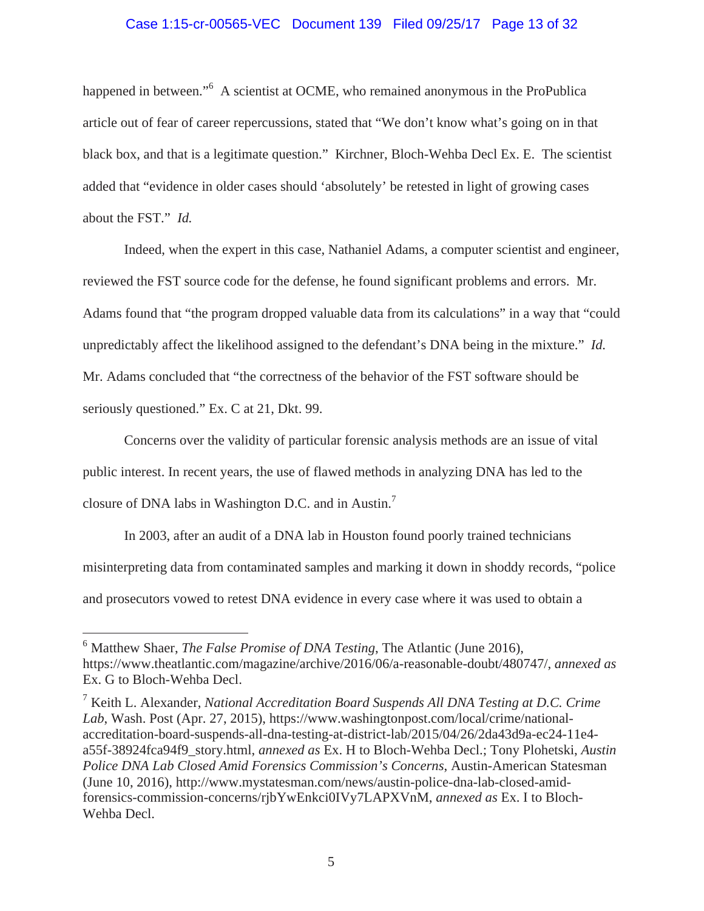happened in between."[6] A scientist at OCME, who remained anonymous in the ProPublica article out of fear of career repercussions, stated that "We don't know what's going on in that black box, and that is a legitimate question." Kirchner, Bloch-Wehba Decl Ex. E. The scientist added that "evidence in older cases should 'absolutely' be retested in light of growing cases about the FST." *Id.*

Indeed, when the expert in this case, Nathaniel Adams, a computer scientist and engineer, reviewed the FST source code for the defense, he found significant problems and errors. Mr. Adams found that "the program dropped valuable data from its calculations" in a way that "could unpredictably affect the likelihood assigned to the defendant's DNA being in the mixture." *Id.* Mr. Adams concluded that "the correctness of the behavior of the FST software should be seriously questioned." Ex. C at 21, Dkt. 99.

Concerns over the validity of particular forensic analysis methods are an issue of vital public interest. In recent years, the use of flawed methods in analyzing DNA has led to the closure of DNA labs in Washington D.C. and in Austin.[7]

In 2003, after an audit of a DNA lab in Houston found poorly trained technicians misinterpreting data from contaminated samples and marking it down in shoddy records, "police and prosecutors vowed to retest DNA evidence in every case where it was used to obtain a

---

[6] Matthew Shaer, *The False Promise of DNA Testing*, The Atlantic (June 2016), https://www.theatlantic.com/magazine/archive/2016/06/a-reasonable-doubt/480747/, *annexed as* Ex. G to Bloch-Wehba Decl.

[7] Keith L. Alexander, *National Accreditation Board Suspends All DNA Testing at D.C. Crime Lab*, Wash. Post (Apr. 27, 2015), https://www.washingtonpost.com/local/crime/national-accreditation-board-suspends-all-dna-testing-at-district-lab/2015/04/26/2da43d9a-ec24-11e4-a55f-38924fca94f9_story.html, *annexed as* Ex. H to Bloch-Wehba Decl.; Tony Plohetski, *Austin Police DNA Lab Closed Amid Forensics Commission's Concerns*, Austin-American Statesman (June 10, 2016), http://www.mystatesman.com/news/austin-police-dna-lab-closed-amid-forensics-commission-concerns/rjbYwEnkci0IVy7LAPXVnM, *annexed as* Ex. I to Bloch-Wehba Decl.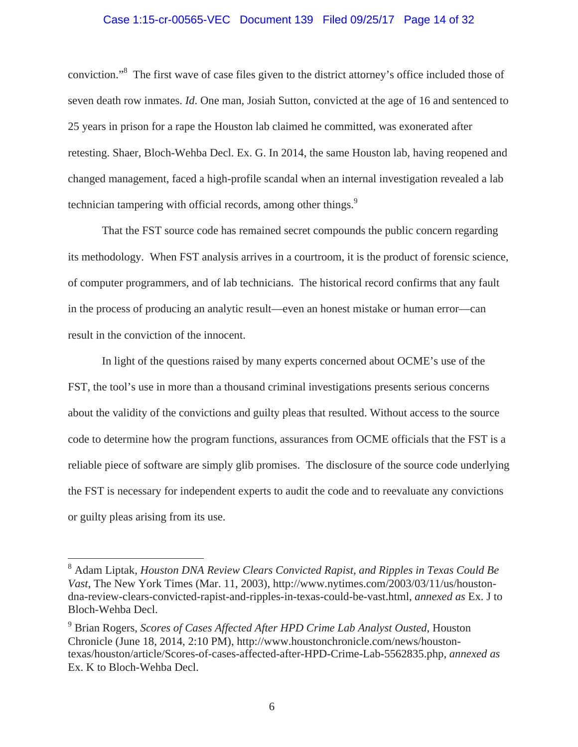conviction."[8] The first wave of case files given to the district attorney's office included those of seven death row inmates. *Id*. One man, Josiah Sutton, convicted at the age of 16 and sentenced to 25 years in prison for a rape the Houston lab claimed he committed, was exonerated after retesting. Shaer, Bloch-Wehba Decl. Ex. G. In 2014, the same Houston lab, having reopened and changed management, faced a high-profile scandal when an internal investigation revealed a lab technician tampering with official records, among other things.[9]

That the FST source code has remained secret compounds the public concern regarding its methodology. When FST analysis arrives in a courtroom, it is the product of forensic science, of computer programmers, and of lab technicians. The historical record confirms that any fault in the process of producing an analytic result—even an honest mistake or human error—can result in the conviction of the innocent.

In light of the questions raised by many experts concerned about OCME's use of the FST, the tool's use in more than a thousand criminal investigations presents serious concerns about the validity of the convictions and guilty pleas that resulted. Without access to the source code to determine how the program functions, assurances from OCME officials that the FST is a reliable piece of software are simply glib promises. The disclosure of the source code underlying the FST is necessary for independent experts to audit the code and to reevaluate any convictions or guilty pleas arising from its use.

---

[8] Adam Liptak, *Houston DNA Review Clears Convicted Rapist, and Ripples in Texas Could Be Vast*, The New York Times (Mar. 11, 2003), http://www.nytimes.com/2003/03/11/us/houston-dna-review-clears-convicted-rapist-and-ripples-in-texas-could-be-vast.html, *annexed as* Ex. J to Bloch-Wehba Decl.

[9] Brian Rogers, *Scores of Cases Affected After HPD Crime Lab Analyst Ousted*, Houston Chronicle (June 18, 2014, 2:10 PM), http://www.houstonchronicle.com/news/houston-texas/houston/article/Scores-of-cases-affected-after-HPD-Crime-Lab-5562835.php, *annexed as* Ex. K to Bloch-Wehba Decl.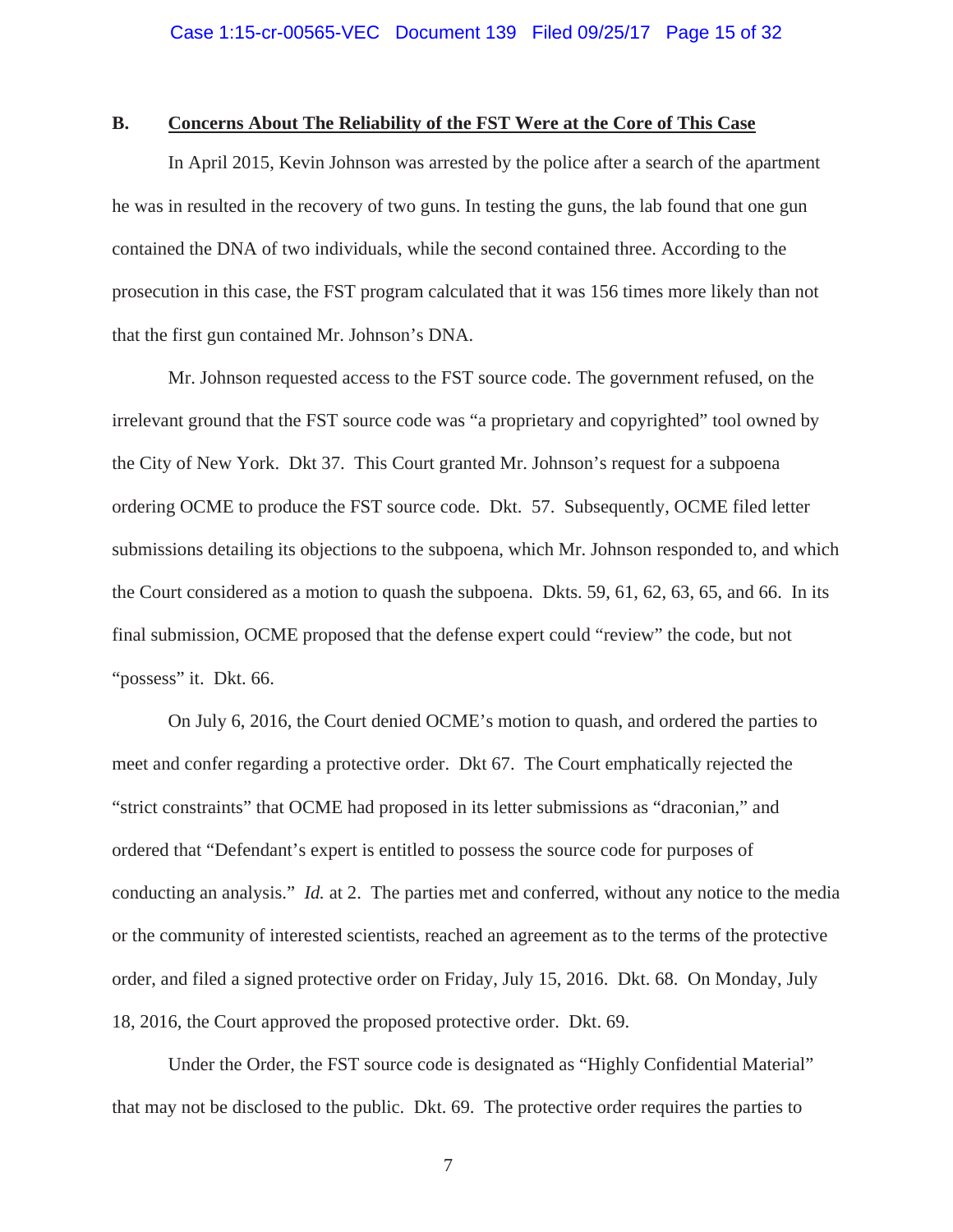### B. Concerns About The Reliability of the FST Were at the Core of This Case

In April 2015, Kevin Johnson was arrested by the police after a search of the apartment he was in resulted in the recovery of two guns. In testing the guns, the lab found that one gun contained the DNA of two individuals, while the second contained three. According to the prosecution in this case, the FST program calculated that it was 156 times more likely than not that the first gun contained Mr. Johnson's DNA.

Mr. Johnson requested access to the FST source code. The government refused, on the irrelevant ground that the FST source code was "a proprietary and copyrighted" tool owned by the City of New York. Dkt 37. This Court granted Mr. Johnson's request for a subpoena ordering OCME to produce the FST source code. Dkt. 57. Subsequently, OCME filed letter submissions detailing its objections to the subpoena, which Mr. Johnson responded to, and which the Court considered as a motion to quash the subpoena. Dkts. 59, 61, 62, 63, 65, and 66. In its final submission, OCME proposed that the defense expert could "review" the code, but not "possess" it. Dkt. 66.

On July 6, 2016, the Court denied OCME's motion to quash, and ordered the parties to meet and confer regarding a protective order. Dkt 67. The Court emphatically rejected the "strict constraints" that OCME had proposed in its letter submissions as "draconian," and ordered that "Defendant's expert is entitled to possess the source code for purposes of conducting an analysis." *Id.* at 2. The parties met and conferred, without any notice to the media or the community of interested scientists, reached an agreement as to the terms of the protective order, and filed a signed protective order on Friday, July 15, 2016. Dkt. 68. On Monday, July 18, 2016, the Court approved the proposed protective order. Dkt. 69.

Under the Order, the FST source code is designated as "Highly Confidential Material" that may not be disclosed to the public. Dkt. 69. The protective order requires the parties to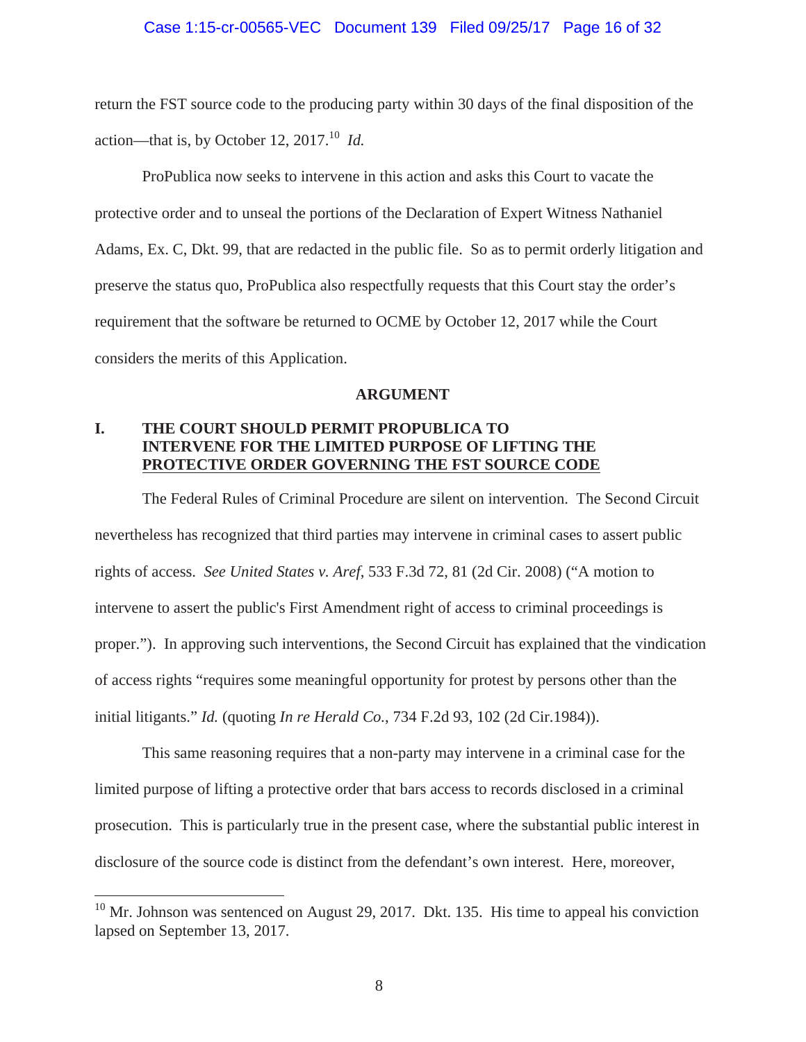return the FST source code to the producing party within 30 days of the final disposition of the action—that is, by October 12, 2017.[10] *Id.*

ProPublica now seeks to intervene in this action and asks this Court to vacate the protective order and to unseal the portions of the Declaration of Expert Witness Nathaniel Adams, Ex. C, Dkt. 99, that are redacted in the public file. So as to permit orderly litigation and preserve the status quo, ProPublica also respectfully requests that this Court stay the order's requirement that the software be returned to OCME by October 12, 2017 while the Court considers the merits of this Application.

## ARGUMENT

### I. THE COURT SHOULD PERMIT PROPUBLICA TO INTERVENE FOR THE LIMITED PURPOSE OF LIFTING THE PROTECTIVE ORDER GOVERNING THE FST SOURCE CODE

The Federal Rules of Criminal Procedure are silent on intervention. The Second Circuit nevertheless has recognized that third parties may intervene in criminal cases to assert public rights of access. *See United States v. Aref*, 533 F.3d 72, 81 (2d Cir. 2008) ("A motion to intervene to assert the public's First Amendment right of access to criminal proceedings is proper."). In approving such interventions, the Second Circuit has explained that the vindication of access rights "requires some meaningful opportunity for protest by persons other than the initial litigants." *Id.* (quoting *In re Herald Co.*, 734 F.2d 93, 102 (2d Cir.1984)).

This same reasoning requires that a non-party may intervene in a criminal case for the limited purpose of lifting a protective order that bars access to records disclosed in a criminal prosecution. This is particularly true in the present case, where the substantial public interest in disclosure of the source code is distinct from the defendant's own interest. Here, moreover,

---

[10] Mr. Johnson was sentenced on August 29, 2017. Dkt. 135. His time to appeal his conviction lapsed on September 13, 2017.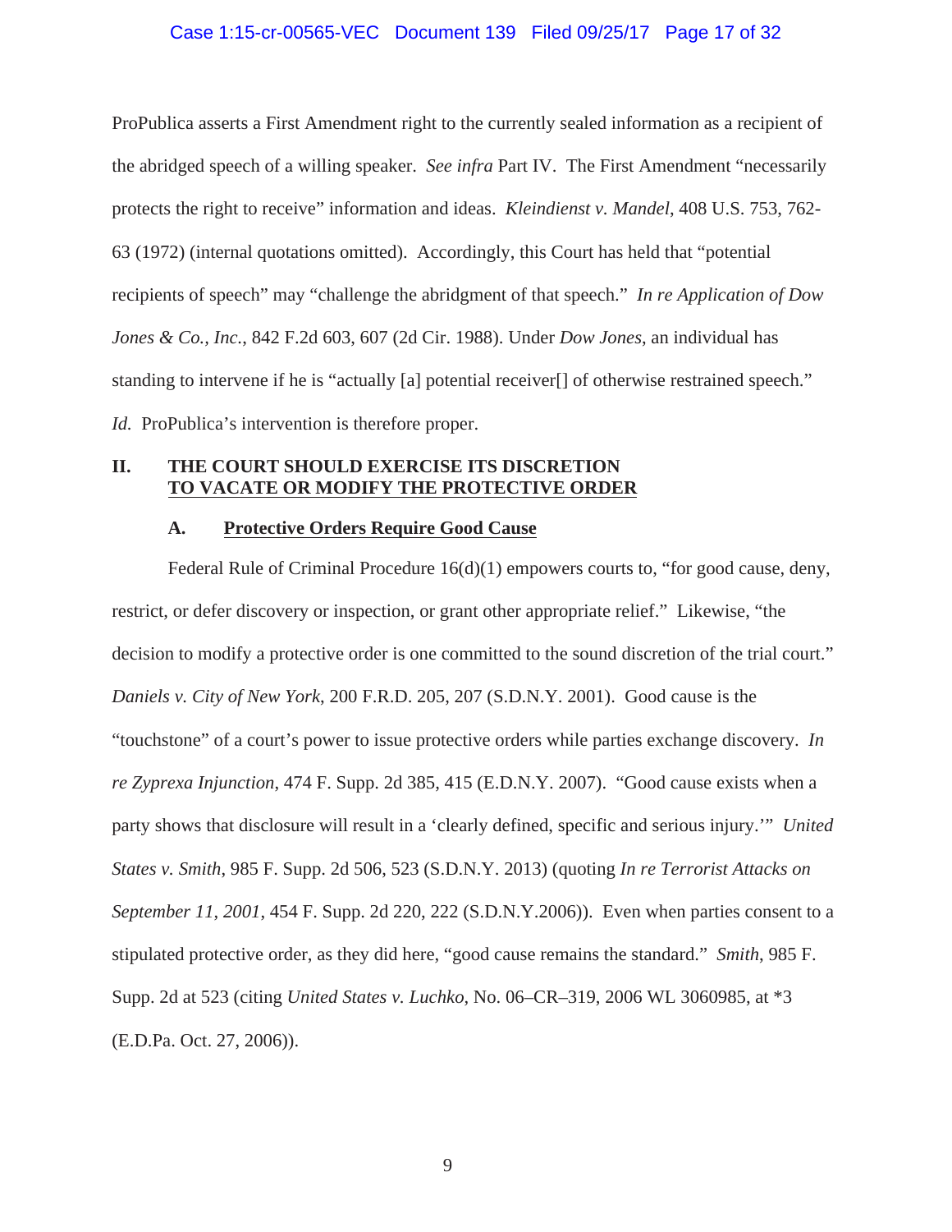ProPublica asserts a First Amendment right to the currently sealed information as a recipient of the abridged speech of a willing speaker. *See infra* Part IV. The First Amendment "necessarily protects the right to receive" information and ideas. *Kleindienst v. Mandel*, 408 U.S. 753, 762-63 (1972) (internal quotations omitted). Accordingly, this Court has held that "potential recipients of speech" may "challenge the abridgment of that speech." *In re Application of Dow Jones & Co., Inc.*, 842 F.2d 603, 607 (2d Cir. 1988). Under *Dow Jones*, an individual has standing to intervene if he is "actually [a] potential receiver[] of otherwise restrained speech." *Id.* ProPublica's intervention is therefore proper.

## II. THE COURT SHOULD EXERCISE ITS DISCRETION TO VACATE OR MODIFY THE PROTECTIVE ORDER

### A. Protective Orders Require Good Cause

Federal Rule of Criminal Procedure 16(d)(1) empowers courts to, "for good cause, deny, restrict, or defer discovery or inspection, or grant other appropriate relief." Likewise, "the decision to modify a protective order is one committed to the sound discretion of the trial court." *Daniels v. City of New York*, 200 F.R.D. 205, 207 (S.D.N.Y. 2001). Good cause is the "touchstone" of a court's power to issue protective orders while parties exchange discovery. *In re Zyprexa Injunction*, 474 F. Supp. 2d 385, 415 (E.D.N.Y. 2007). "Good cause exists when a party shows that disclosure will result in a 'clearly defined, specific and serious injury.'" *United States v. Smith*, 985 F. Supp. 2d 506, 523 (S.D.N.Y. 2013) (quoting *In re Terrorist Attacks on September 11, 2001*, 454 F. Supp. 2d 220, 222 (S.D.N.Y.2006)). Even when parties consent to a stipulated protective order, as they did here, "good cause remains the standard." *Smith*, 985 F. Supp. 2d at 523 (citing *United States v. Luchko*, No. 06–CR–319, 2006 WL 3060985, at *3 (E.D.Pa. Oct. 27, 2006)).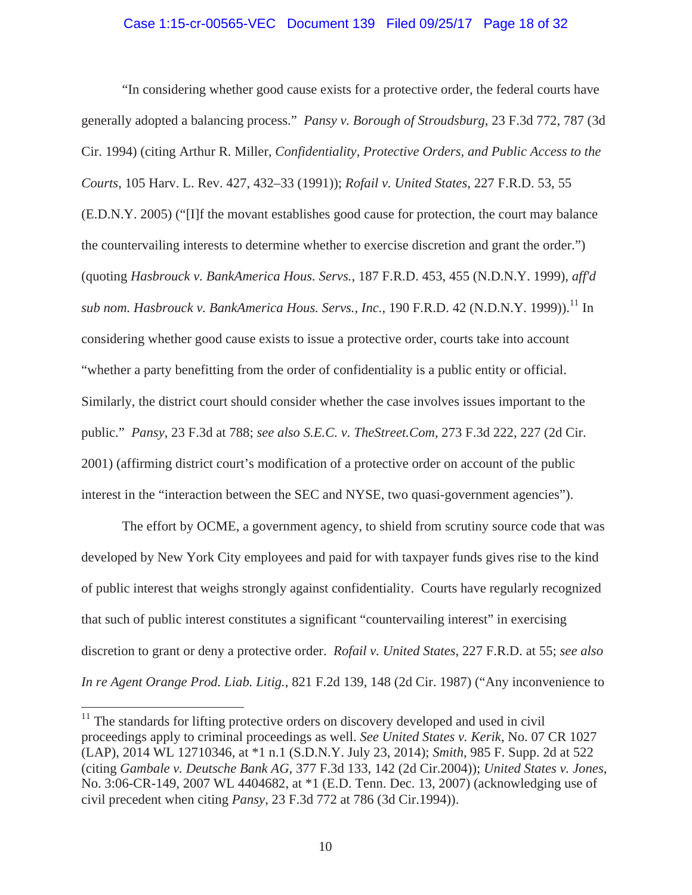"In considering whether good cause exists for a protective order, the federal courts have generally adopted a balancing process." *Pansy v. Borough of Stroudsburg*, 23 F.3d 772, 787 (3d Cir. 1994) (citing Arthur R. Miller, *Confidentiality, Protective Orders, and Public Access to the Courts*, 105 Harv. L. Rev. 427, 432–33 (1991)); *Rofail v. United States*, 227 F.R.D. 53, 55 (E.D.N.Y. 2005) ("[I]f the movant establishes good cause for protection, the court may balance the countervailing interests to determine whether to exercise discretion and grant the order.") (quoting *Hasbrouck v. BankAmerica Hous. Servs.*, 187 F.R.D. 453, 455 (N.D.N.Y. 1999), *aff'd sub nom. Hasbrouck v. BankAmerica Hous. Servs., Inc.*, 190 F.R.D. 42 (N.D.N.Y. 1999)).[11] In considering whether good cause exists to issue a protective order, courts take into account "whether a party benefitting from the order of confidentiality is a public entity or official. Similarly, the district court should consider whether the case involves issues important to the public." *Pansy*, 23 F.3d at 788; *see also S.E.C. v. TheStreet.Com*, 273 F.3d 222, 227 (2d Cir. 2001) (affirming district court's modification of a protective order on account of the public interest in the "interaction between the SEC and NYSE, two quasi-government agencies").

The effort by OCME, a government agency, to shield from scrutiny source code that was developed by New York City employees and paid for with taxpayer funds gives rise to the kind of public interest that weighs strongly against confidentiality. Courts have regularly recognized that such of public interest constitutes a significant "countervailing interest" in exercising discretion to grant or deny a protective order. *Rofail v. United States*, 227 F.R.D. at 55; *see also In re Agent Orange Prod. Liab. Litig.*, 821 F.2d 139, 148 (2d Cir. 1987) ("Any inconvenience to

[11] The standards for lifting protective orders on discovery developed and used in civil proceedings apply to criminal proceedings as well. *See United States v. Kerik*, No. 07 CR 1027 (LAP), 2014 WL 12710346, at *1 n.1 (S.D.N.Y. July 23, 2014); *Smith*, 985 F. Supp. 2d at 522 (citing *Gambale v. Deutsche Bank AG*, 377 F.3d 133, 142 (2d Cir.2004)); *United States v. Jones*, No. 3:06-CR-149, 2007 WL 4404682, at *1 (E.D. Tenn. Dec. 13, 2007) (acknowledging use of civil precedent when citing *Pansy*, 23 F.3d 772 at 786 (3d Cir.1994)).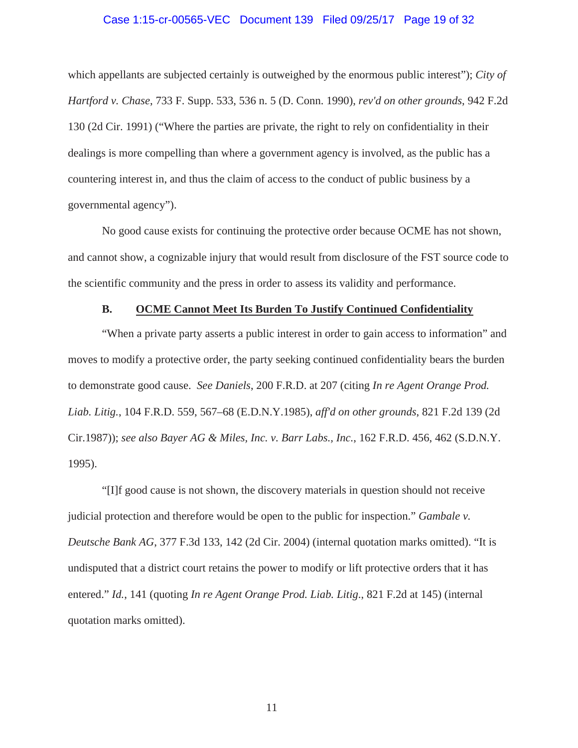which appellants are subjected certainly is outweighed by the enormous public interest"); *City of Hartford v. Chase*, 733 F. Supp. 533, 536 n. 5 (D. Conn. 1990), *rev'd on other grounds*, 942 F.2d 130 (2d Cir. 1991) ("Where the parties are private, the right to rely on confidentiality in their dealings is more compelling than where a government agency is involved, as the public has a countering interest in, and thus the claim of access to the conduct of public business by a governmental agency").

No good cause exists for continuing the protective order because OCME has not shown, and cannot show, a cognizable injury that would result from disclosure of the FST source code to the scientific community and the press in order to assess its validity and performance.

### B. OCME Cannot Meet Its Burden To Justify Continued Confidentiality

"When a private party asserts a public interest in order to gain access to information" and moves to modify a protective order, the party seeking continued confidentiality bears the burden to demonstrate good cause. *See Daniels*, 200 F.R.D. at 207 (citing *In re Agent Orange Prod. Liab. Litig.*, 104 F.R.D. 559, 567–68 (E.D.N.Y.1985), *aff'd on other grounds*, 821 F.2d 139 (2d Cir.1987)); *see also Bayer AG & Miles, Inc. v. Barr Labs., Inc.*, 162 F.R.D. 456, 462 (S.D.N.Y. 1995).

"[I]f good cause is not shown, the discovery materials in question should not receive judicial protection and therefore would be open to the public for inspection." *Gambale v. Deutsche Bank AG*, 377 F.3d 133, 142 (2d Cir. 2004) (internal quotation marks omitted). "It is undisputed that a district court retains the power to modify or lift protective orders that it has entered." *Id.*, 141 (quoting *In re Agent Orange Prod. Liab. Litig.*, 821 F.2d at 145) (internal quotation marks omitted).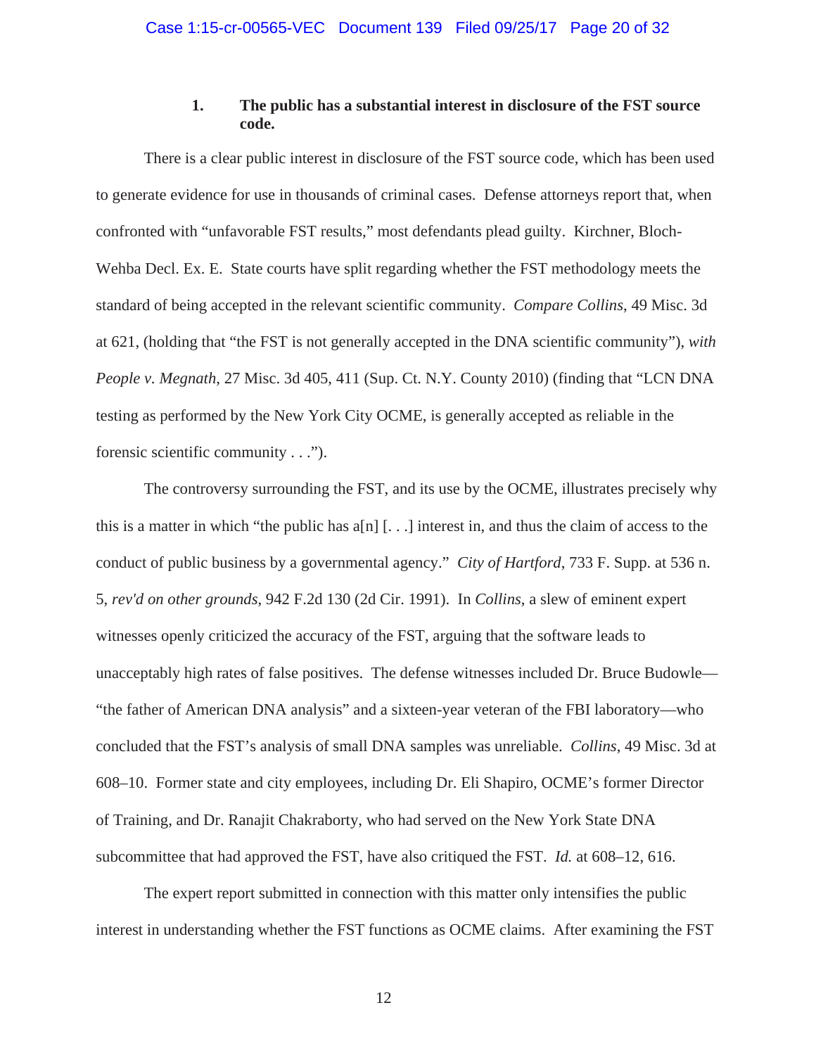### 1. The public has a substantial interest in disclosure of the FST source code.

There is a clear public interest in disclosure of the FST source code, which has been used to generate evidence for use in thousands of criminal cases. Defense attorneys report that, when confronted with "unfavorable FST results," most defendants plead guilty. Kirchner, Bloch-Wehba Decl. Ex. E. State courts have split regarding whether the FST methodology meets the standard of being accepted in the relevant scientific community. *Compare Collins*, 49 Misc. 3d at 621, (holding that "the FST is not generally accepted in the DNA scientific community"), *with People v. Megnath*, 27 Misc. 3d 405, 411 (Sup. Ct. N.Y. County 2010) (finding that "LCN DNA testing as performed by the New York City OCME, is generally accepted as reliable in the forensic scientific community . . .").

The controversy surrounding the FST, and its use by the OCME, illustrates precisely why this is a matter in which "the public has a[n] [. . .] interest in, and thus the claim of access to the conduct of public business by a governmental agency." *City of Hartford*, 733 F. Supp. at 536 n. 5, *rev'd on other grounds*, 942 F.2d 130 (2d Cir. 1991). In *Collins*, a slew of eminent expert witnesses openly criticized the accuracy of the FST, arguing that the software leads to unacceptably high rates of false positives. The defense witnesses included Dr. Bruce Budowle—"the father of American DNA analysis" and a sixteen-year veteran of the FBI laboratory—who concluded that the FST's analysis of small DNA samples was unreliable. *Collins*, 49 Misc. 3d at 608–10. Former state and city employees, including Dr. Eli Shapiro, OCME's former Director of Training, and Dr. Ranajit Chakraborty, who had served on the New York State DNA subcommittee that had approved the FST, have also critiqued the FST. *Id.* at 608–12, 616.

The expert report submitted in connection with this matter only intensifies the public interest in understanding whether the FST functions as OCME claims. After examining the FST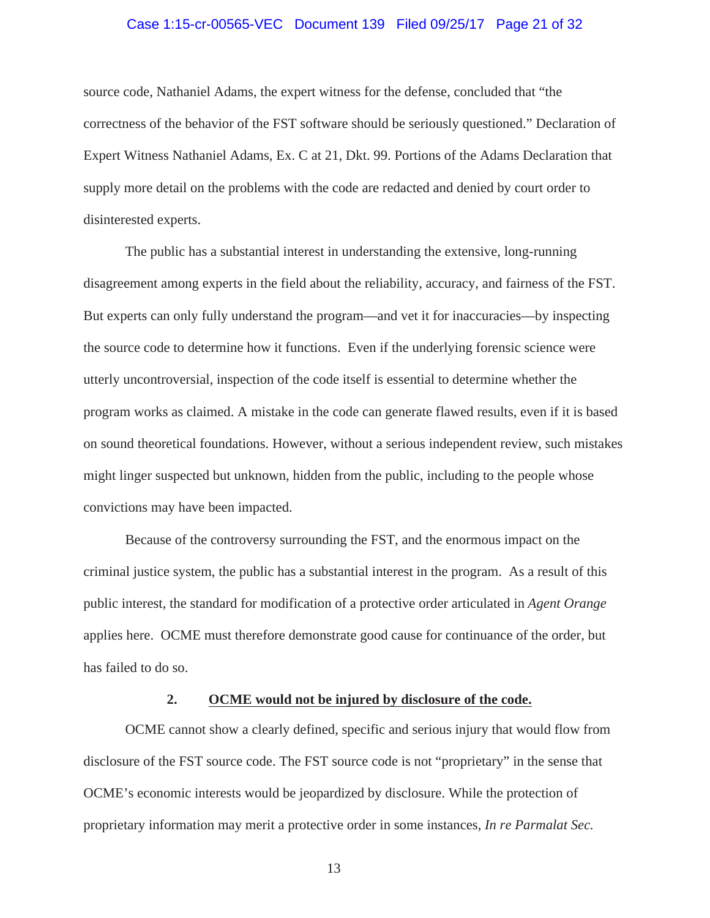source code, Nathaniel Adams, the expert witness for the defense, concluded that "the correctness of the behavior of the FST software should be seriously questioned." Declaration of Expert Witness Nathaniel Adams, Ex. C at 21, Dkt. 99. Portions of the Adams Declaration that supply more detail on the problems with the code are redacted and denied by court order to disinterested experts.

The public has a substantial interest in understanding the extensive, long-running disagreement among experts in the field about the reliability, accuracy, and fairness of the FST. But experts can only fully understand the program—and vet it for inaccuracies—by inspecting the source code to determine how it functions. Even if the underlying forensic science were utterly uncontroversial, inspection of the code itself is essential to determine whether the program works as claimed. A mistake in the code can generate flawed results, even if it is based on sound theoretical foundations. However, without a serious independent review, such mistakes might linger suspected but unknown, hidden from the public, including to the people whose convictions may have been impacted.

Because of the controversy surrounding the FST, and the enormous impact on the criminal justice system, the public has a substantial interest in the program. As a result of this public interest, the standard for modification of a protective order articulated in *Agent Orange* applies here. OCME must therefore demonstrate good cause for continuance of the order, but has failed to do so.

### 2. **OCME would not be injured by disclosure of the code.**

OCME cannot show a clearly defined, specific and serious injury that would flow from disclosure of the FST source code. The FST source code is not "proprietary" in the sense that OCME's economic interests would be jeopardized by disclosure. While the protection of proprietary information may merit a protective order in some instances, *In re Parmalat Sec.*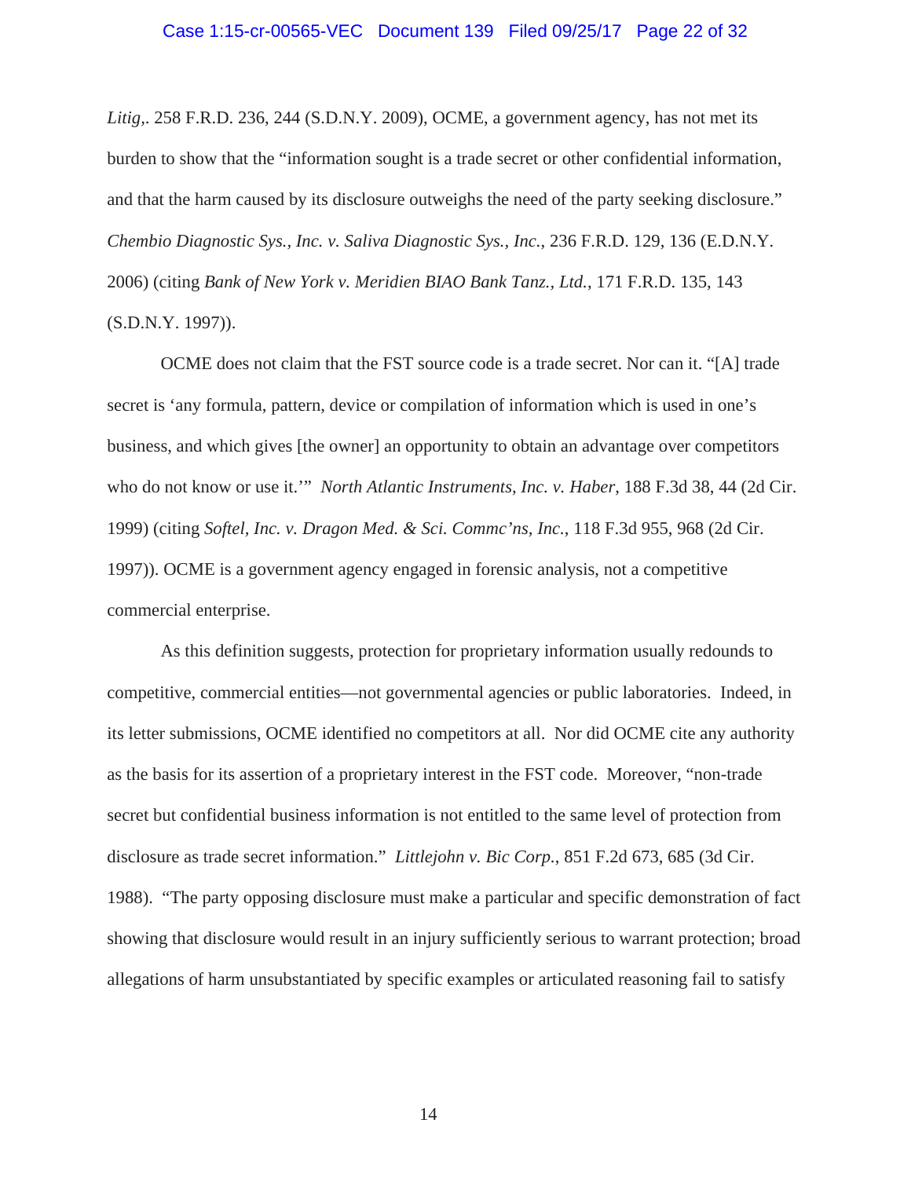*Litig*,. 258 F.R.D. 236, 244 (S.D.N.Y. 2009), OCME, a government agency, has not met its burden to show that the "information sought is a trade secret or other confidential information, and that the harm caused by its disclosure outweighs the need of the party seeking disclosure." *Chembio Diagnostic Sys., Inc. v. Saliva Diagnostic Sys., Inc.*, 236 F.R.D. 129, 136 (E.D.N.Y. 2006) (citing *Bank of New York v. Meridien BIAO Bank Tanz., Ltd.*, 171 F.R.D. 135, 143 (S.D.N.Y. 1997)).

OCME does not claim that the FST source code is a trade secret. Nor can it. "[A] trade secret is 'any formula, pattern, device or compilation of information which is used in one's business, and which gives [the owner] an opportunity to obtain an advantage over competitors who do not know or use it.'" *North Atlantic Instruments, Inc. v. Haber*, 188 F.3d 38, 44 (2d Cir. 1999) (citing *Softel, Inc. v. Dragon Med. & Sci. Commc'ns, Inc.*, 118 F.3d 955, 968 (2d Cir. 1997)). OCME is a government agency engaged in forensic analysis, not a competitive commercial enterprise.

As this definition suggests, protection for proprietary information usually redounds to competitive, commercial entities—not governmental agencies or public laboratories. Indeed, in its letter submissions, OCME identified no competitors at all. Nor did OCME cite any authority as the basis for its assertion of a proprietary interest in the FST code. Moreover, "non-trade secret but confidential business information is not entitled to the same level of protection from disclosure as trade secret information." *Littlejohn v. Bic Corp.*, 851 F.2d 673, 685 (3d Cir. 1988). "The party opposing disclosure must make a particular and specific demonstration of fact showing that disclosure would result in an injury sufficiently serious to warrant protection; broad allegations of harm unsubstantiated by specific examples or articulated reasoning fail to satisfy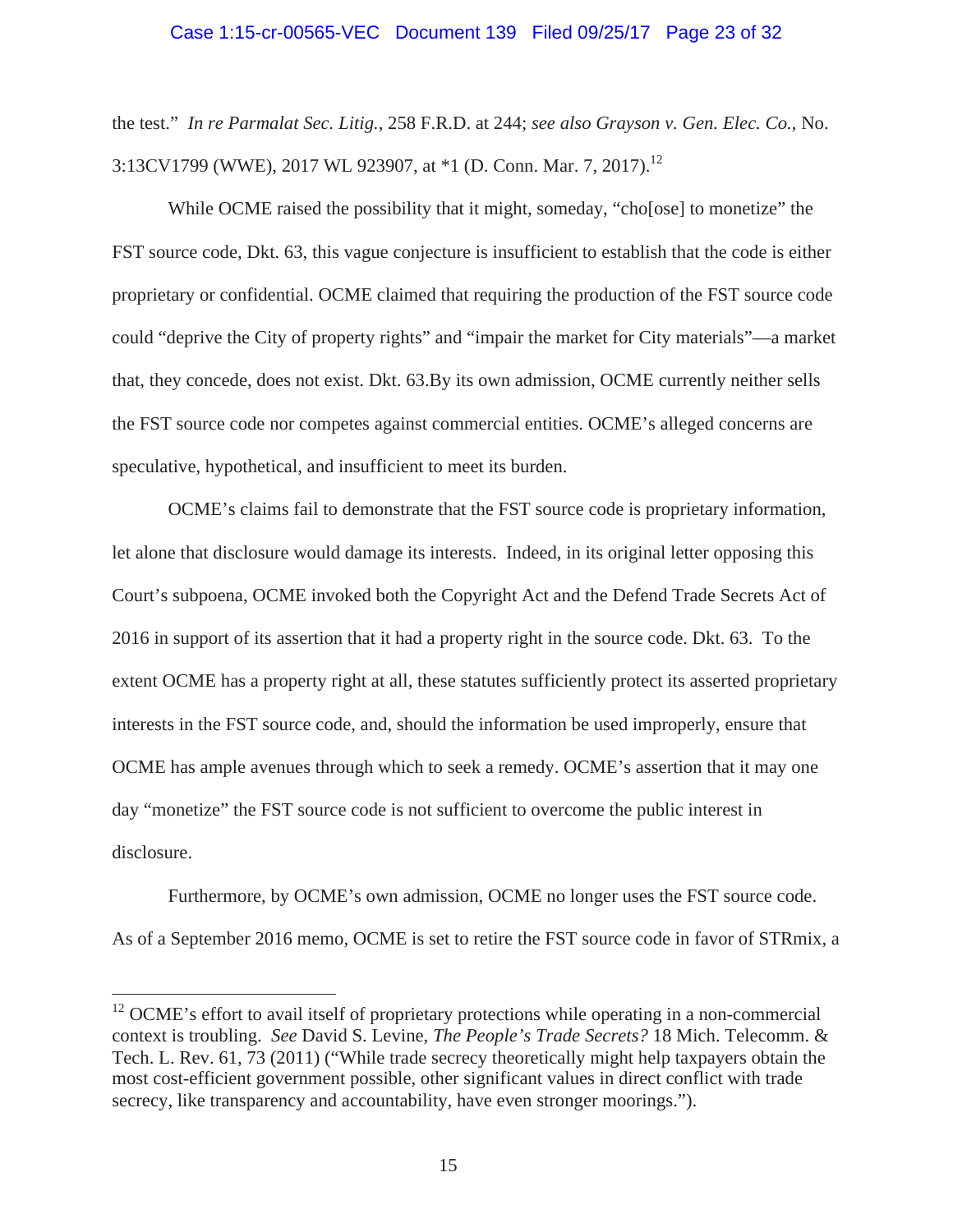the test." *In re Parmalat Sec. Litig.*, 258 F.R.D. at 244; *see also Grayson v. Gen. Elec. Co.*, No. 3:13CV1799 (WWE), 2017 WL 923907, at *1 (D. Conn. Mar. 7, 2017).[12]

While OCME raised the possibility that it might, someday, "cho[ose] to monetize" the FST source code, Dkt. 63, this vague conjecture is insufficient to establish that the code is either proprietary or confidential. OCME claimed that requiring the production of the FST source code could "deprive the City of property rights" and "impair the market for City materials"—a market that, they concede, does not exist. Dkt. 63.By its own admission, OCME currently neither sells the FST source code nor competes against commercial entities. OCME's alleged concerns are speculative, hypothetical, and insufficient to meet its burden.

OCME's claims fail to demonstrate that the FST source code is proprietary information, let alone that disclosure would damage its interests. Indeed, in its original letter opposing this Court's subpoena, OCME invoked both the Copyright Act and the Defend Trade Secrets Act of 2016 in support of its assertion that it had a property right in the source code. Dkt. 63. To the extent OCME has a property right at all, these statutes sufficiently protect its asserted proprietary interests in the FST source code, and, should the information be used improperly, ensure that OCME has ample avenues through which to seek a remedy. OCME's assertion that it may one day "monetize" the FST source code is not sufficient to overcome the public interest in disclosure.

Furthermore, by OCME's own admission, OCME no longer uses the FST source code. As of a September 2016 memo, OCME is set to retire the FST source code in favor of STRmix, a

---

[12] OCME's effort to avail itself of proprietary protections while operating in a non-commercial context is troubling. *See* David S. Levine, *The People's Trade Secrets?* 18 Mich. Telecomm. & Tech. L. Rev. 61, 73 (2011) ("While trade secrecy theoretically might help taxpayers obtain the most cost-efficient government possible, other significant values in direct conflict with trade secrecy, like transparency and accountability, have even stronger moorings.").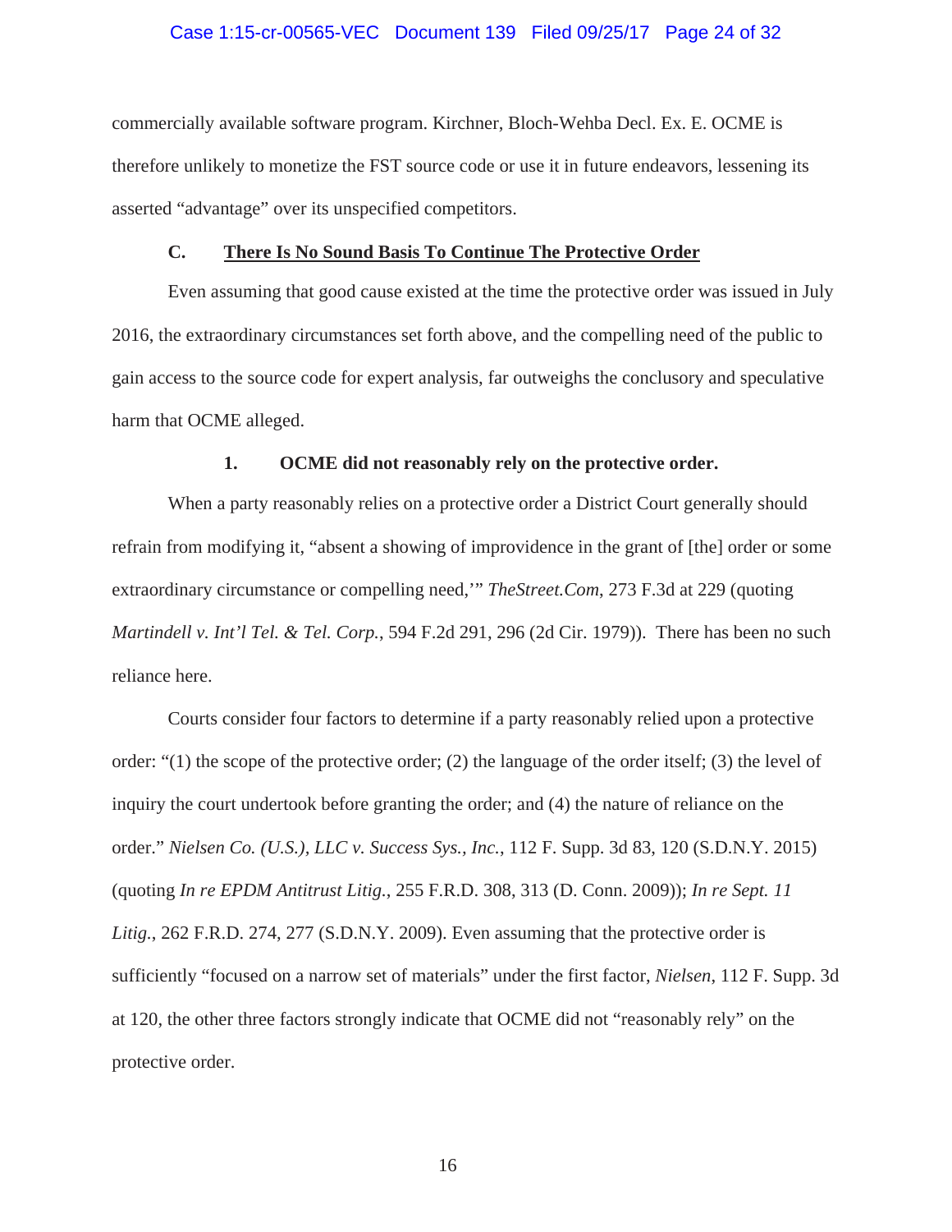commercially available software program. Kirchner, Bloch-Wehba Decl. Ex. E. OCME is therefore unlikely to monetize the FST source code or use it in future endeavors, lessening its asserted "advantage" over its unspecified competitors.

### C. There Is No Sound Basis To Continue The Protective Order

Even assuming that good cause existed at the time the protective order was issued in July 2016, the extraordinary circumstances set forth above, and the compelling need of the public to gain access to the source code for expert analysis, far outweighs the conclusory and speculative harm that OCME alleged.

#### 1. OCME did not reasonably rely on the protective order.

When a party reasonably relies on a protective order a District Court generally should refrain from modifying it, "absent a showing of improvidence in the grant of [the] order or some extraordinary circumstance or compelling need,'" *TheStreet.Com*, 273 F.3d at 229 (quoting *Martindell v. Int'l Tel. & Tel. Corp.*, 594 F.2d 291, 296 (2d Cir. 1979)). There has been no such reliance here.

Courts consider four factors to determine if a party reasonably relied upon a protective order: "(1) the scope of the protective order; (2) the language of the order itself; (3) the level of inquiry the court undertook before granting the order; and (4) the nature of reliance on the order." *Nielsen Co. (U.S.), LLC v. Success Sys., Inc.*, 112 F. Supp. 3d 83, 120 (S.D.N.Y. 2015) (quoting *In re EPDM Antitrust Litig.*, 255 F.R.D. 308, 313 (D. Conn. 2009)); *In re Sept. 11 Litig.*, 262 F.R.D. 274, 277 (S.D.N.Y. 2009). Even assuming that the protective order is sufficiently "focused on a narrow set of materials" under the first factor, *Nielsen*, 112 F. Supp. 3d at 120, the other three factors strongly indicate that OCME did not "reasonably rely" on the protective order.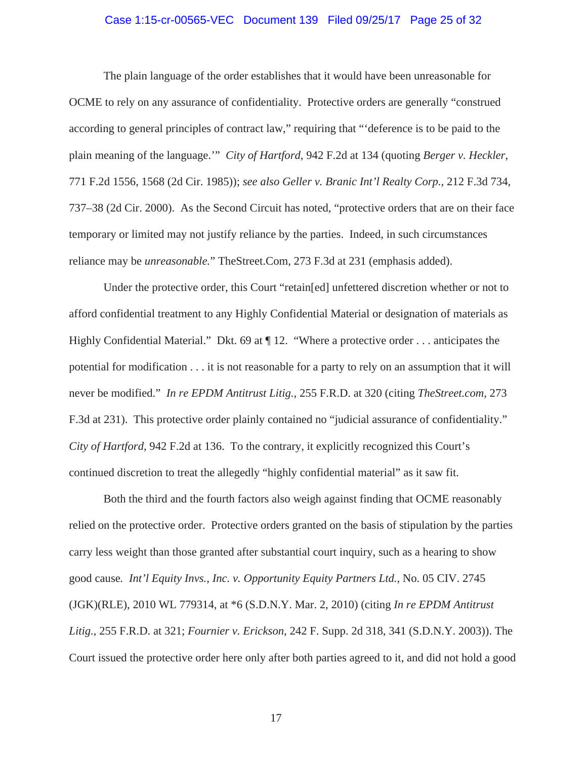The plain language of the order establishes that it would have been unreasonable for OCME to rely on any assurance of confidentiality. Protective orders are generally "construed according to general principles of contract law," requiring that "'deference is to be paid to the plain meaning of the language.'" *City of Hartford*, 942 F.2d at 134 (quoting *Berger v. Heckler*, 771 F.2d 1556, 1568 (2d Cir. 1985)); *see also Geller v. Branic Int'l Realty Corp.*, 212 F.3d 734, 737–38 (2d Cir. 2000). As the Second Circuit has noted, "protective orders that are on their face temporary or limited may not justify reliance by the parties. Indeed, in such circumstances reliance may be *unreasonable.*" TheStreet.Com, 273 F.3d at 231 (emphasis added).

Under the protective order, this Court "retain[ed] unfettered discretion whether or not to afford confidential treatment to any Highly Confidential Material or designation of materials as Highly Confidential Material." Dkt. 69 at ¶ 12. "Where a protective order . . . anticipates the potential for modification . . . it is not reasonable for a party to rely on an assumption that it will never be modified." *In re EPDM Antitrust Litig.*, 255 F.R.D. at 320 (citing *TheStreet.com*, 273 F.3d at 231). This protective order plainly contained no "judicial assurance of confidentiality." *City of Hartford*, 942 F.2d at 136. To the contrary, it explicitly recognized this Court's continued discretion to treat the allegedly "highly confidential material" as it saw fit.

Both the third and the fourth factors also weigh against finding that OCME reasonably relied on the protective order. Protective orders granted on the basis of stipulation by the parties carry less weight than those granted after substantial court inquiry, such as a hearing to show good cause. *Int'l Equity Invs., Inc. v. Opportunity Equity Partners Ltd.*, No. 05 CIV. 2745 (JGK)(RLE), 2010 WL 779314, at *6 (S.D.N.Y. Mar. 2, 2010) (citing *In re EPDM Antitrust Litig.*, 255 F.R.D. at 321; *Fournier v. Erickson*, 242 F. Supp. 2d 318, 341 (S.D.N.Y. 2003)). The Court issued the protective order here only after both parties agreed to it, and did not hold a good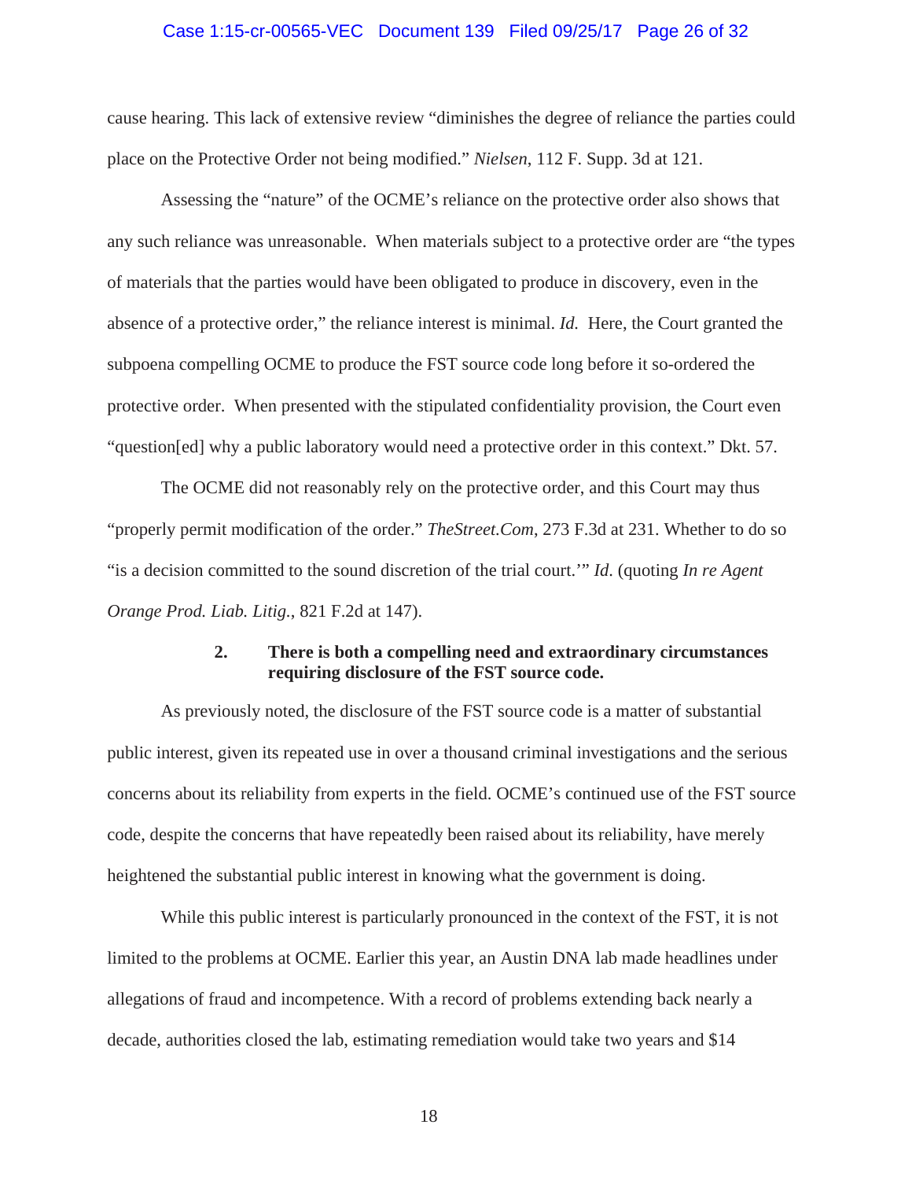cause hearing. This lack of extensive review "diminishes the degree of reliance the parties could place on the Protective Order not being modified." *Nielsen*, 112 F. Supp. 3d at 121.

Assessing the "nature" of the OCME's reliance on the protective order also shows that any such reliance was unreasonable. When materials subject to a protective order are "the types of materials that the parties would have been obligated to produce in discovery, even in the absence of a protective order," the reliance interest is minimal. *Id.* Here, the Court granted the subpoena compelling OCME to produce the FST source code long before it so-ordered the protective order. When presented with the stipulated confidentiality provision, the Court even "question[ed] why a public laboratory would need a protective order in this context." Dkt. 57.

The OCME did not reasonably rely on the protective order, and this Court may thus "properly permit modification of the order." *TheStreet.Com*, 273 F.3d at 231. Whether to do so "is a decision committed to the sound discretion of the trial court.'" *Id.* (quoting *In re Agent Orange Prod. Liab. Litig.*, 821 F.2d at 147).

#### 2. There is both a compelling need and extraordinary circumstances requiring disclosure of the FST source code.

As previously noted, the disclosure of the FST source code is a matter of substantial public interest, given its repeated use in over a thousand criminal investigations and the serious concerns about its reliability from experts in the field. OCME's continued use of the FST source code, despite the concerns that have repeatedly been raised about its reliability, have merely heightened the substantial public interest in knowing what the government is doing.

While this public interest is particularly pronounced in the context of the FST, it is not limited to the problems at OCME. Earlier this year, an Austin DNA lab made headlines under allegations of fraud and incompetence. With a record of problems extending back nearly a decade, authorities closed the lab, estimating remediation would take two years and $14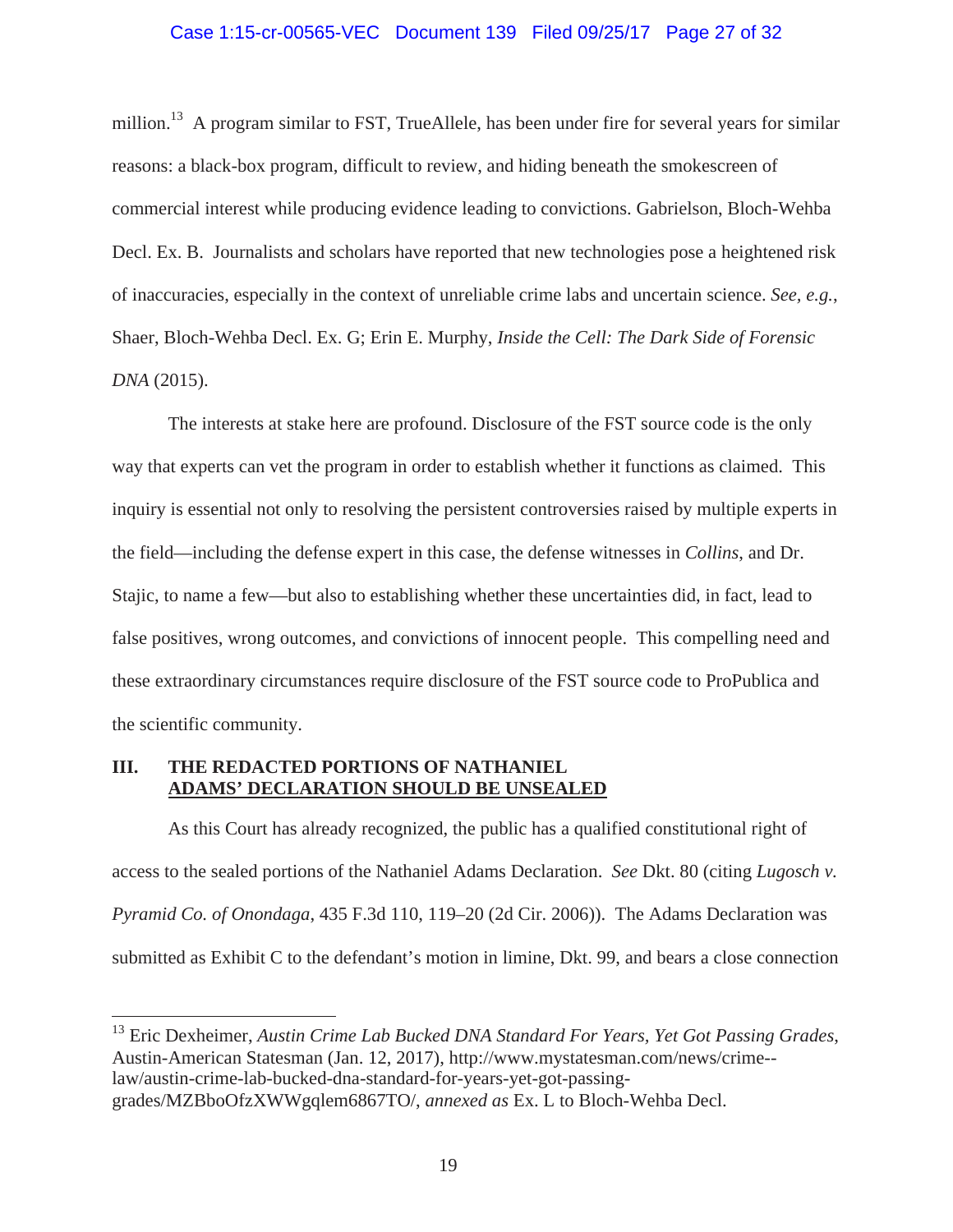million.[13] A program similar to FST, TrueAllele, has been under fire for several years for similar reasons: a black-box program, difficult to review, and hiding beneath the smokescreen of commercial interest while producing evidence leading to convictions. Gabrielson, Bloch-Wehba Decl. Ex. B. Journalists and scholars have reported that new technologies pose a heightened risk of inaccuracies, especially in the context of unreliable crime labs and uncertain science. *See, e.g.*, Shaer, Bloch-Wehba Decl. Ex. G; Erin E. Murphy, *Inside the Cell: The Dark Side of Forensic DNA* (2015).

The interests at stake here are profound. Disclosure of the FST source code is the only way that experts can vet the program in order to establish whether it functions as claimed. This inquiry is essential not only to resolving the persistent controversies raised by multiple experts in the field—including the defense expert in this case, the defense witnesses in *Collins*, and Dr. Stajic, to name a few—but also to establishing whether these uncertainties did, in fact, lead to false positives, wrong outcomes, and convictions of innocent people. This compelling need and these extraordinary circumstances require disclosure of the FST source code to ProPublica and the scientific community.

## III. THE REDACTED PORTIONS OF NATHANIEL ADAMS' DECLARATION SHOULD BE UNSEALED

As this Court has already recognized, the public has a qualified constitutional right of access to the sealed portions of the Nathaniel Adams Declaration. *See* Dkt. 80 (citing *Lugosch v. Pyramid Co. of Onondaga*, 435 F.3d 110, 119–20 (2d Cir. 2006)). The Adams Declaration was submitted as Exhibit C to the defendant's motion in limine, Dkt. 99, and bears a close connection

---

[13] Eric Dexheimer, *Austin Crime Lab Bucked DNA Standard For Years, Yet Got Passing Grades*, Austin-American Statesman (Jan. 12, 2017), http://www.mystatesman.com/news/crime--law/austin-crime-lab-bucked-dna-standard-for-years-yet-got-passing-grades/MZBboOfzXWWgqlem6867TO/, *annexed as* Ex. L to Bloch-Wehba Decl.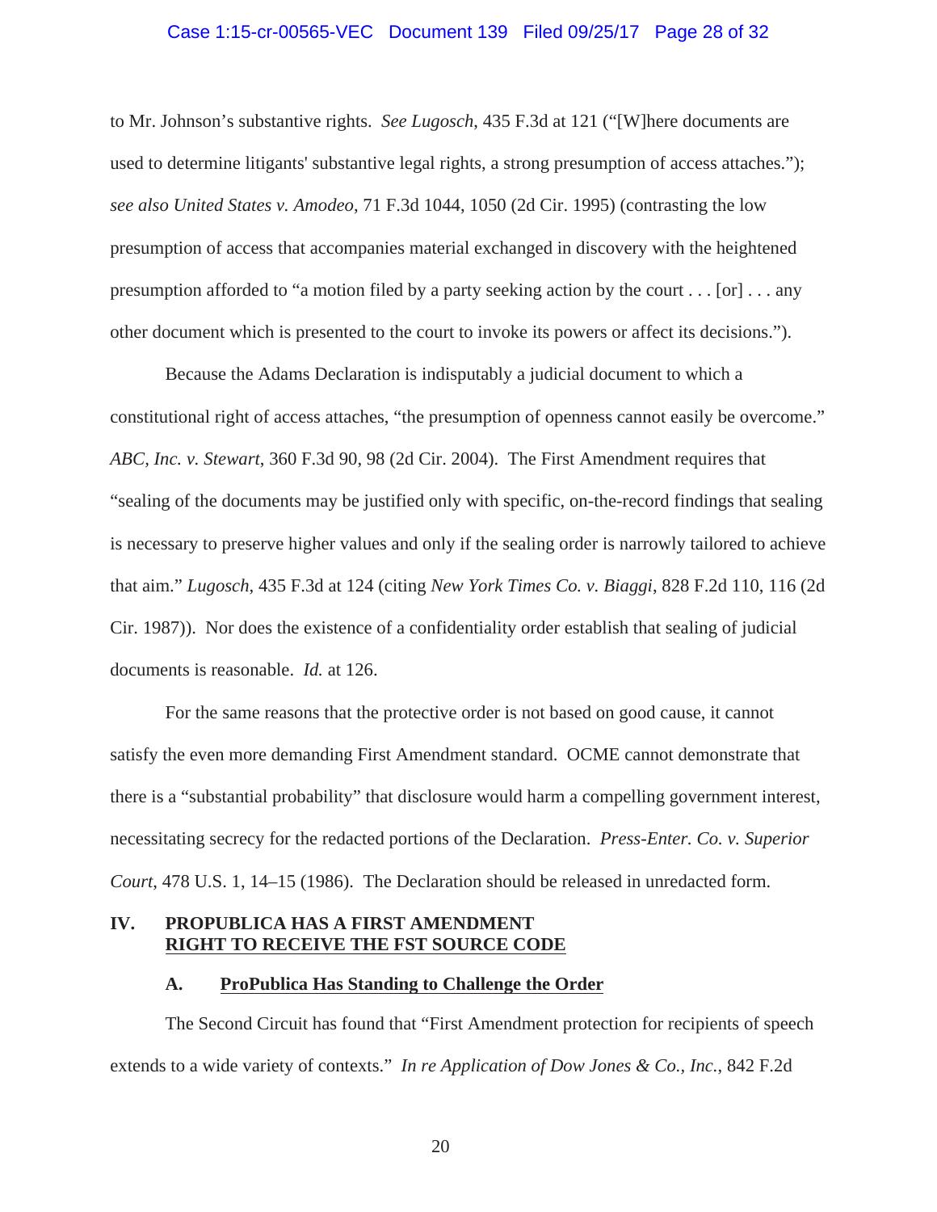to Mr. Johnson's substantive rights. *See Lugosch*, 435 F.3d at 121 ("[W]here documents are used to determine litigants' substantive legal rights, a strong presumption of access attaches."); *see also United States v. Amodeo*, 71 F.3d 1044, 1050 (2d Cir. 1995) (contrasting the low presumption of access that accompanies material exchanged in discovery with the heightened presumption afforded to "a motion filed by a party seeking action by the court . . . [or] . . . any other document which is presented to the court to invoke its powers or affect its decisions.").

Because the Adams Declaration is indisputably a judicial document to which a constitutional right of access attaches, "the presumption of openness cannot easily be overcome." *ABC, Inc. v. Stewart*, 360 F.3d 90, 98 (2d Cir. 2004). The First Amendment requires that "sealing of the documents may be justified only with specific, on-the-record findings that sealing is necessary to preserve higher values and only if the sealing order is narrowly tailored to achieve that aim." *Lugosch*, 435 F.3d at 124 (citing *New York Times Co. v. Biaggi*, 828 F.2d 110, 116 (2d Cir. 1987)). Nor does the existence of a confidentiality order establish that sealing of judicial documents is reasonable. *Id.* at 126.

For the same reasons that the protective order is not based on good cause, it cannot satisfy the even more demanding First Amendment standard. OCME cannot demonstrate that there is a "substantial probability" that disclosure would harm a compelling government interest, necessitating secrecy for the redacted portions of the Declaration. *Press-Enter. Co. v. Superior Court*, 478 U.S. 1, 14–15 (1986). The Declaration should be released in unredacted form.

## IV. PROPUBLICA HAS A FIRST AMENDMENT RIGHT TO RECEIVE THE FST SOURCE CODE

### A. ProPublica Has Standing to Challenge the Order

The Second Circuit has found that "First Amendment protection for recipients of speech extends to a wide variety of contexts." *In re Application of Dow Jones & Co., Inc.*, 842 F.2d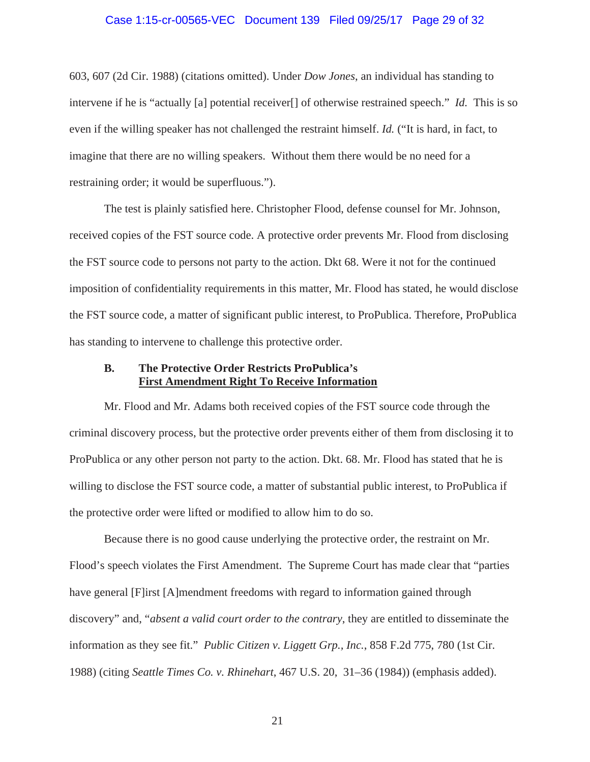603, 607 (2d Cir. 1988) (citations omitted). Under *Dow Jones*, an individual has standing to intervene if he is "actually [a] potential receiver[] of otherwise restrained speech." *Id.* This is so even if the willing speaker has not challenged the restraint himself. *Id.* ("It is hard, in fact, to imagine that there are no willing speakers. Without them there would be no need for a restraining order; it would be superfluous.").

The test is plainly satisfied here. Christopher Flood, defense counsel for Mr. Johnson, received copies of the FST source code. A protective order prevents Mr. Flood from disclosing the FST source code to persons not party to the action. Dkt 68. Were it not for the continued imposition of confidentiality requirements in this matter, Mr. Flood has stated, he would disclose the FST source code, a matter of significant public interest, to ProPublica. Therefore, ProPublica has standing to intervene to challenge this protective order.

### B. The Protective Order Restricts ProPublica's First Amendment Right To Receive Information

Mr. Flood and Mr. Adams both received copies of the FST source code through the criminal discovery process, but the protective order prevents either of them from disclosing it to ProPublica or any other person not party to the action. Dkt. 68. Mr. Flood has stated that he is willing to disclose the FST source code, a matter of substantial public interest, to ProPublica if the protective order were lifted or modified to allow him to do so.

Because there is no good cause underlying the protective order, the restraint on Mr. Flood's speech violates the First Amendment. The Supreme Court has made clear that "parties have general [F]irst [A]mendment freedoms with regard to information gained through discovery" and, "*absent a valid court order to the contrary*, they are entitled to disseminate the information as they see fit." *Public Citizen v. Liggett Grp., Inc.*, 858 F.2d 775, 780 (1st Cir. 1988) (citing *Seattle Times Co. v. Rhinehart*, 467 U.S. 20, 31–36 (1984)) (emphasis added).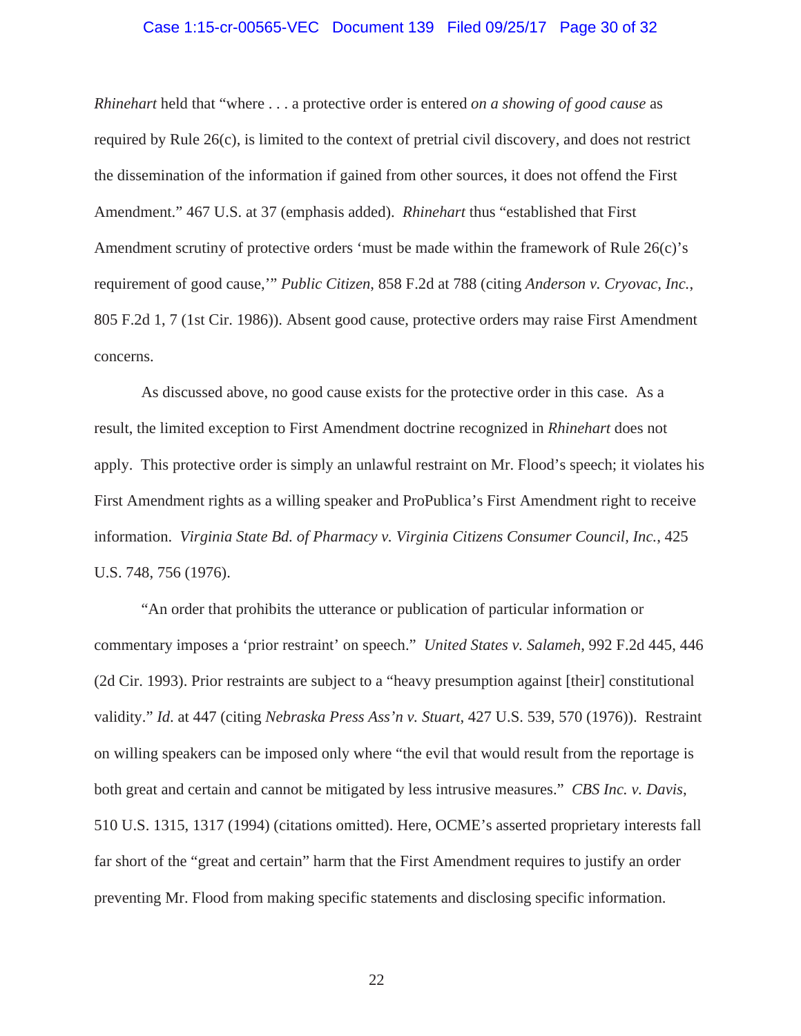*Rhinehart* held that "where . . . a protective order is entered *on a showing of good cause* as required by Rule 26(c), is limited to the context of pretrial civil discovery, and does not restrict the dissemination of the information if gained from other sources, it does not offend the First Amendment." 467 U.S. at 37 (emphasis added). *Rhinehart* thus "established that First Amendment scrutiny of protective orders 'must be made within the framework of Rule 26(c)'s requirement of good cause,'" *Public Citizen*, 858 F.2d at 788 (citing *Anderson v. Cryovac, Inc.*, 805 F.2d 1, 7 (1st Cir. 1986)). Absent good cause, protective orders may raise First Amendment concerns.

As discussed above, no good cause exists for the protective order in this case. As a result, the limited exception to First Amendment doctrine recognized in *Rhinehart* does not apply. This protective order is simply an unlawful restraint on Mr. Flood's speech; it violates his First Amendment rights as a willing speaker and ProPublica's First Amendment right to receive information. *Virginia State Bd. of Pharmacy v. Virginia Citizens Consumer Council, Inc.*, 425 U.S. 748, 756 (1976).

"An order that prohibits the utterance or publication of particular information or commentary imposes a 'prior restraint' on speech." *United States v. Salameh*, 992 F.2d 445, 446 (2d Cir. 1993). Prior restraints are subject to a "heavy presumption against [their] constitutional validity." *Id.* at 447 (citing *Nebraska Press Ass'n v. Stuart*, 427 U.S. 539, 570 (1976)). Restraint on willing speakers can be imposed only where "the evil that would result from the reportage is both great and certain and cannot be mitigated by less intrusive measures." *CBS Inc. v. Davis*, 510 U.S. 1315, 1317 (1994) (citations omitted). Here, OCME's asserted proprietary interests fall far short of the "great and certain" harm that the First Amendment requires to justify an order preventing Mr. Flood from making specific statements and disclosing specific information.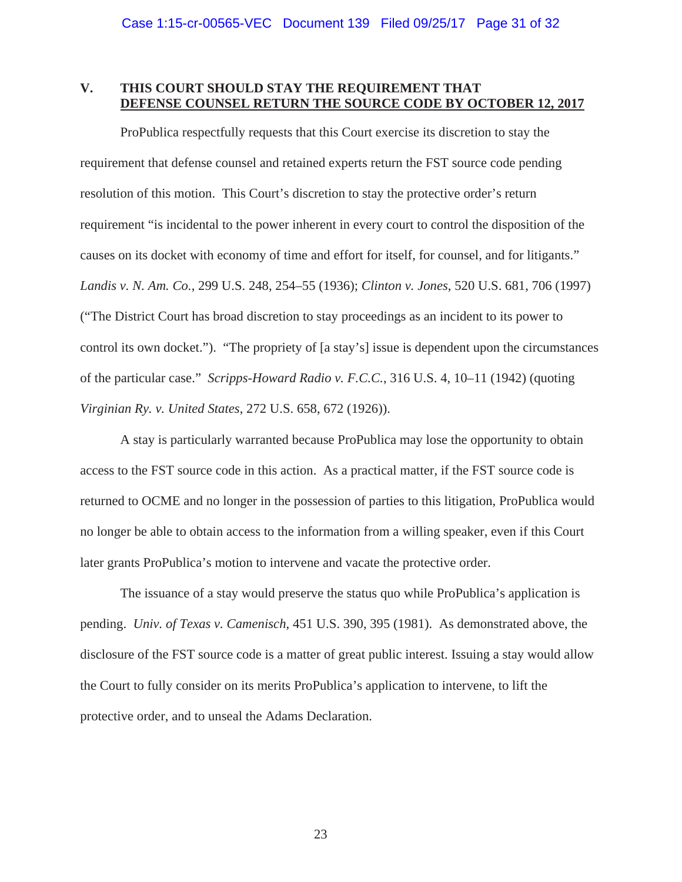## V. THIS COURT SHOULD STAY THE REQUIREMENT THAT DEFENSE COUNSEL RETURN THE SOURCE CODE BY OCTOBER 12, 2017

ProPublica respectfully requests that this Court exercise its discretion to stay the requirement that defense counsel and retained experts return the FST source code pending resolution of this motion. This Court's discretion to stay the protective order's return requirement "is incidental to the power inherent in every court to control the disposition of the causes on its docket with economy of time and effort for itself, for counsel, and for litigants." *Landis v. N. Am. Co.*, 299 U.S. 248, 254–55 (1936); *Clinton v. Jones*, 520 U.S. 681, 706 (1997) ("The District Court has broad discretion to stay proceedings as an incident to its power to control its own docket."). "The propriety of [a stay's] issue is dependent upon the circumstances of the particular case." *Scripps-Howard Radio v. F.C.C.*, 316 U.S. 4, 10–11 (1942) (quoting *Virginian Ry. v. United States*, 272 U.S. 658, 672 (1926)).

A stay is particularly warranted because ProPublica may lose the opportunity to obtain access to the FST source code in this action. As a practical matter, if the FST source code is returned to OCME and no longer in the possession of parties to this litigation, ProPublica would no longer be able to obtain access to the information from a willing speaker, even if this Court later grants ProPublica's motion to intervene and vacate the protective order.

The issuance of a stay would preserve the status quo while ProPublica's application is pending. *Univ. of Texas v. Camenisch*, 451 U.S. 390, 395 (1981). As demonstrated above, the disclosure of the FST source code is a matter of great public interest. Issuing a stay would allow the Court to fully consider on its merits ProPublica's application to intervene, to lift the protective order, and to unseal the Adams Declaration.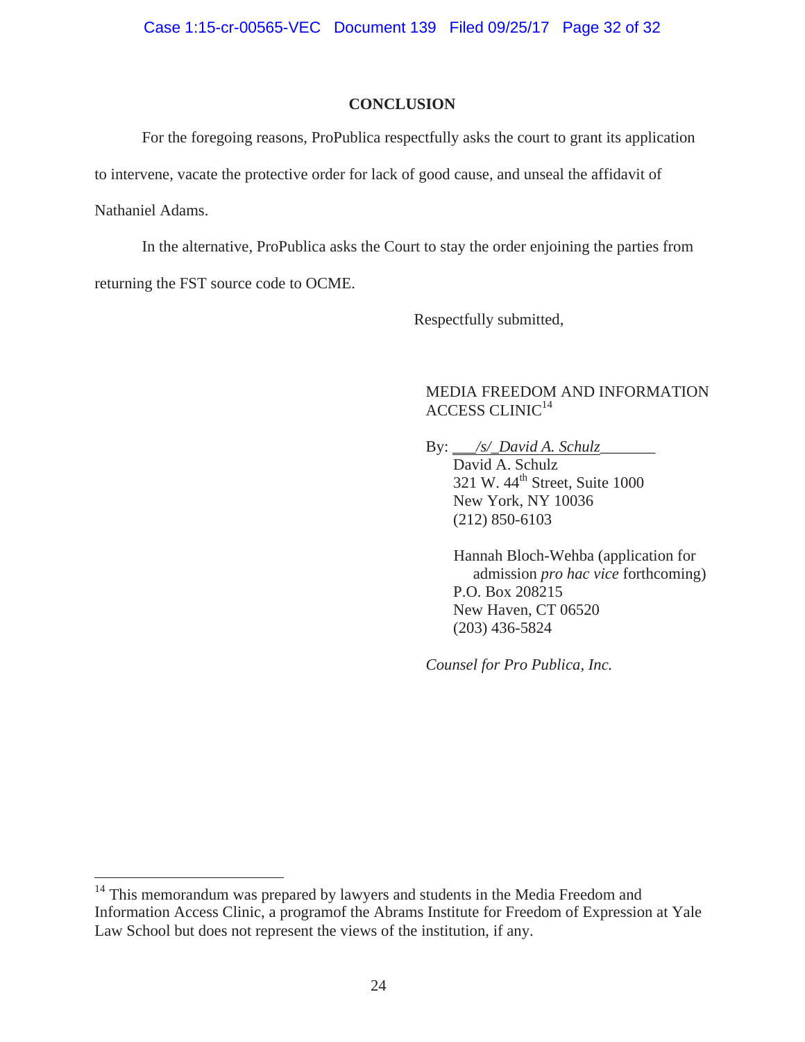## CONCLUSION

For the foregoing reasons, ProPublica respectfully asks the court to grant its application to intervene, vacate the protective order for lack of good cause, and unseal the affidavit of Nathaniel Adams.

In the alternative, ProPublica asks the Court to stay the order enjoining the parties from returning the FST source code to OCME.

Respectfully submitted,

MEDIA FREEDOM AND INFORMATION ACCESS CLINIC[14]

By: ___*/s/_David A. Schulz*_______
David A. Schulz
321 W. 44th Street, Suite 1000
New York, NY 10036
(212) 850-6103

Hannah Bloch-Wehba (application for admission *pro hac vice* forthcoming)
P.O. Box 208215
New Haven, CT 06520
(203) 436-5824

*Counsel for Pro Publica, Inc.*

---

[14] This memorandum was prepared by lawyers and students in the Media Freedom and Information Access Clinic, a programof the Abrams Institute for Freedom of Expression at Yale Law School but does not represent the views of the institution, if any.